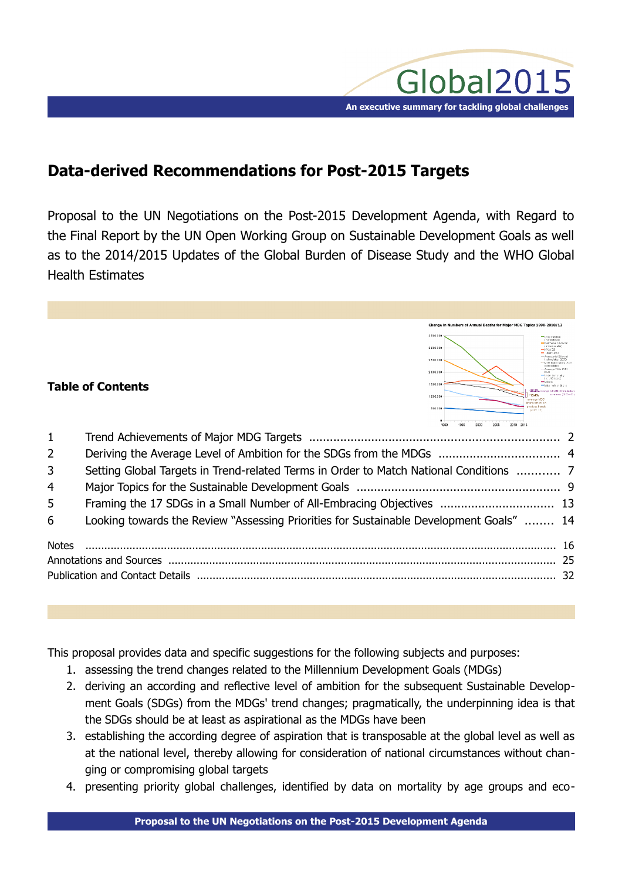Global2015

An executive summary for tackling global challenges

## Data-derived Recommendations for Post-2015 Targets

Proposal to the UN Negotiations on the Post-2015 Development Agenda, with Regard to the Final Report by the UN Open Working Group on Sustainable Development Goals as well as to the 2014/2015 Updates of the Global Burden of Disease Study and the WHO Global Health Estimates

### Table of Contents

| | | |
|---|---|---|
| 1 | Trend Achievements of Major MDG Targets | 2 |
| 2 | Deriving the Average Level of Ambition for the SDGs from the MDGs | 4 |
| 3 | Setting Global Targets in Trend-related Terms in Order to Match National Conditions | 7 |
| 4 | Major Topics for the Sustainable Development Goals | 9 |
| 5 | Framing the 17 SDGs in a Small Number of All-Embracing Objectives | 13 |
| 6 | Looking towards the Review "Assessing Priorities for Sustainable Development Goals" | 14 |
| | Notes | 16 |
| | Annotations and Sources | 25 |
| | Publication and Contact Details | 32 |

This proposal provides data and specific suggestions for the following subjects and purposes:

1. assessing the trend changes related to the Millennium Development Goals (MDGs)
2. deriving an according and reflective level of ambition for the subsequent Sustainable Development Goals (SDGs) from the MDGs' trend changes; pragmatically, the underpinning idea is that the SDGs should be at least as aspirational as the MDGs have been
3. establishing the according degree of aspiration that is transposable at the global level as well as at the national level, thereby allowing for consideration of national circumstances without changing or compromising global targets
4. presenting priority global challenges, identified by data on mortality by age groups and eco-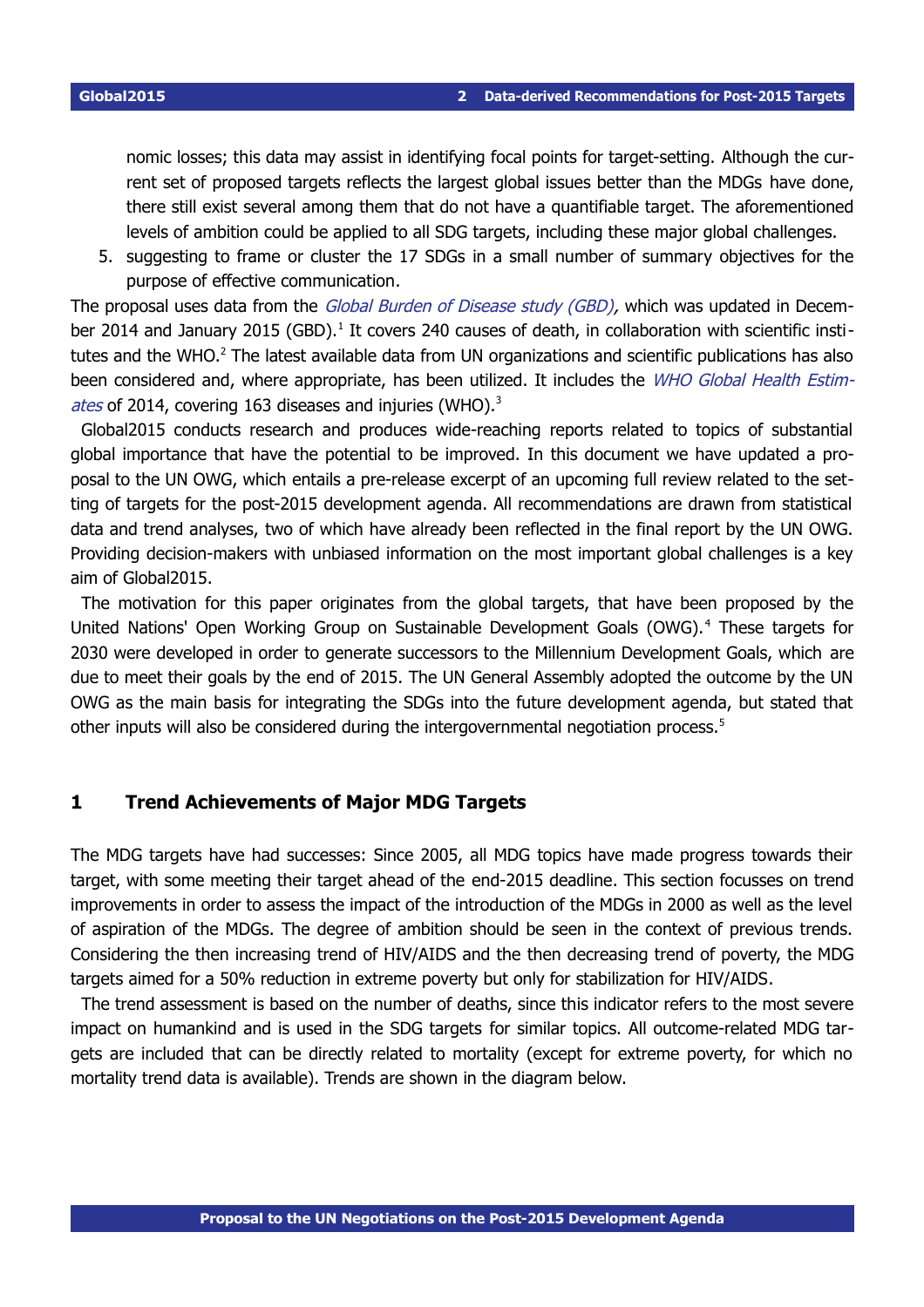nomic losses; this data may assist in identifying focal points for target-setting. Although the current set of proposed targets reflects the largest global issues better than the MDGs have done, there still exist several among them that do not have a quantifiable target. The aforementioned levels of ambition could be applied to all SDG targets, including these major global challenges.

5. suggesting to frame or cluster the 17 SDGs in a small number of summary objectives for the purpose of effective communication.

The proposal uses data from the *Global Burden of Disease study (GBD),* which was updated in December 2014 and January 2015 (GBD).[1] It covers 240 causes of death, in collaboration with scientific institutes and the WHO.[2] The latest available data from UN organizations and scientific publications has also been considered and, where appropriate, has been utilized. It includes the *WHO Global Health Estimates* of 2014, covering 163 diseases and injuries (WHO).[3]

Global2015 conducts research and produces wide-reaching reports related to topics of substantial global importance that have the potential to be improved. In this document we have updated a proposal to the UN OWG, which entails a pre-release excerpt of an upcoming full review related to the setting of targets for the post-2015 development agenda. All recommendations are drawn from statistical data and trend analyses, two of which have already been reflected in the final report by the UN OWG. Providing decision-makers with unbiased information on the most important global challenges is a key aim of Global2015.

The motivation for this paper originates from the global targets, that have been proposed by the United Nations' Open Working Group on Sustainable Development Goals (OWG).[4] These targets for 2030 were developed in order to generate successors to the Millennium Development Goals, which are due to meet their goals by the end of 2015. The UN General Assembly adopted the outcome by the UN OWG as the main basis for integrating the SDGs into the future development agenda, but stated that other inputs will also be considered during the intergovernmental negotiation process.[5]

## 1 Trend Achievements of Major MDG Targets

The MDG targets have had successes: Since 2005, all MDG topics have made progress towards their target, with some meeting their target ahead of the end-2015 deadline. This section focusses on trend improvements in order to assess the impact of the introduction of the MDGs in 2000 as well as the level of aspiration of the MDGs. The degree of ambition should be seen in the context of previous trends. Considering the then increasing trend of HIV/AIDS and the then decreasing trend of poverty, the MDG targets aimed for a 50% reduction in extreme poverty but only for stabilization for HIV/AIDS.

The trend assessment is based on the number of deaths, since this indicator refers to the most severe impact on humankind and is used in the SDG targets for similar topics. All outcome-related MDG targets are included that can be directly related to mortality (except for extreme poverty, for which no mortality trend data is available). Trends are shown in the diagram below.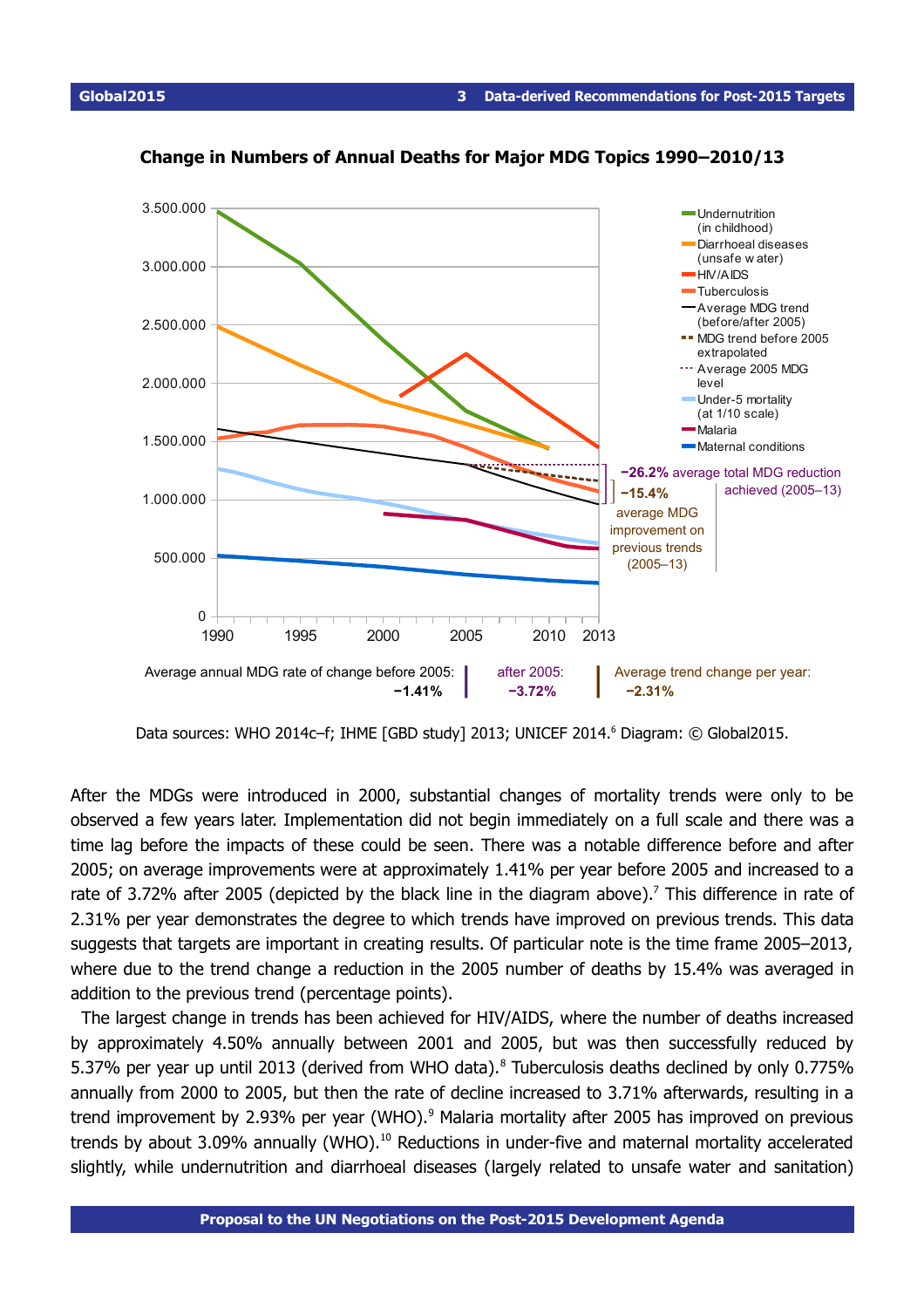**Change in Numbers of Annual Deaths for Major MDG Topics 1990–2010/13**

Average annual MDG rate of change before 2005: **−1.41%** | after 2005: **−3.72%** | Average trend change per year: **−2.31%**

**−26.2%** average total MDG reduction achieved (2005–13)

**−15.4%** average MDG improvement on previous trends (2005–13)

Data sources: WHO 2014c–f; IHME [GBD study] 2013; UNICEF 2014.[6] Diagram: © Global2015.

After the MDGs were introduced in 2000, substantial changes of mortality trends were only to be observed a few years later. Implementation did not begin immediately on a full scale and there was a time lag before the impacts of these could be seen. There was a notable difference before and after 2005; on average improvements were at approximately 1.41% per year before 2005 and increased to a rate of 3.72% after 2005 (depicted by the black line in the diagram above).[7] This difference in rate of 2.31% per year demonstrates the degree to which trends have improved on previous trends. This data suggests that targets are important in creating results. Of particular note is the time frame 2005–2013, where due to the trend change a reduction in the 2005 number of deaths by 15.4% was averaged in addition to the previous trend (percentage points).

The largest change in trends has been achieved for HIV/AIDS, where the number of deaths increased by approximately 4.50% annually between 2001 and 2005, but was then successfully reduced by 5.37% per year up until 2013 (derived from WHO data).[8] Tuberculosis deaths declined by only 0.775% annually from 2000 to 2005, but then the rate of decline increased to 3.71% afterwards, resulting in a trend improvement by 2.93% per year (WHO).[9] Malaria mortality after 2005 has improved on previous trends by about 3.09% annually (WHO).[10] Reductions in under-five and maternal mortality accelerated slightly, while undernutrition and diarrhoeal diseases (largely related to unsafe water and sanitation)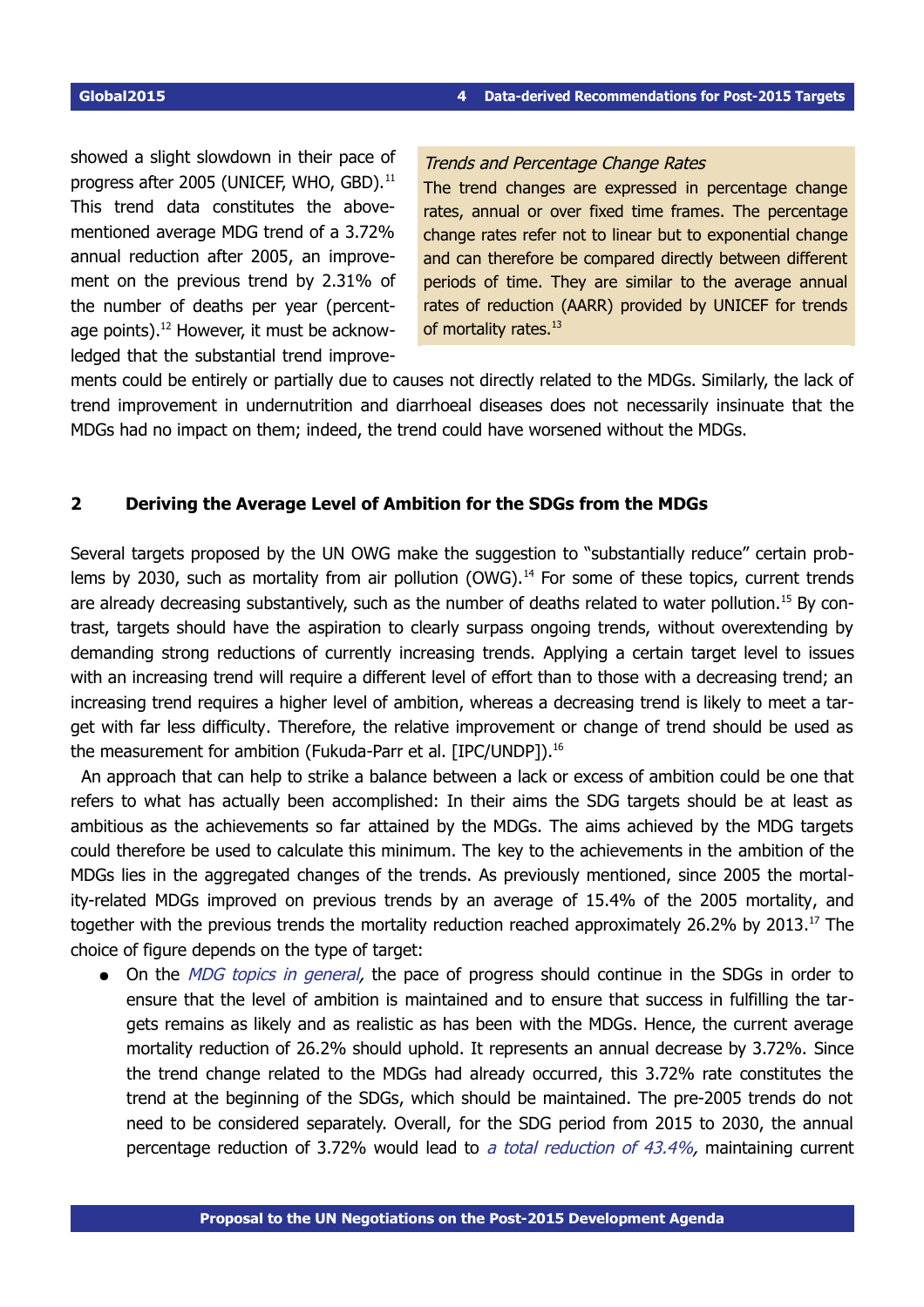showed a slight slowdown in their pace of progress after 2005 (UNICEF, WHO, GBD).[11] This trend data constitutes the above-mentioned average MDG trend of a 3.72% annual reduction after 2005, an improvement on the previous trend by 2.31% of the number of deaths per year (percentage points).[12] However, it must be acknowledged that the substantial trend improvements could be entirely or partially due to causes not directly related to the MDGs. Similarly, the lack of trend improvement in undernutrition and diarrhoeal diseases does not necessarily insinuate that the MDGs had no impact on them; indeed, the trend could have worsened without the MDGs.

> *Trends and Percentage Change Rates*
>
> The trend changes are expressed in percentage change rates, annual or over fixed time frames. The percentage change rates refer not to linear but to exponential change and can therefore be compared directly between different periods of time. They are similar to the average annual rates of reduction (AARR) provided by UNICEF for trends of mortality rates.[13]

## 2 Deriving the Average Level of Ambition for the SDGs from the MDGs

Several targets proposed by the UN OWG make the suggestion to "substantially reduce" certain problems by 2030, such as mortality from air pollution (OWG).[14] For some of these topics, current trends are already decreasing substantively, such as the number of deaths related to water pollution.[15] By contrast, targets should have the aspiration to clearly surpass ongoing trends, without overextending by demanding strong reductions of currently increasing trends. Applying a certain target level to issues with an increasing trend will require a different level of effort than to those with a decreasing trend; an increasing trend requires a higher level of ambition, whereas a decreasing trend is likely to meet a target with far less difficulty. Therefore, the relative improvement or change of trend should be used as the measurement for ambition (Fukuda-Parr et al. [IPC/UNDP]).[16]

An approach that can help to strike a balance between a lack or excess of ambition could be one that refers to what has actually been accomplished: In their aims the SDG targets should be at least as ambitious as the achievements so far attained by the MDGs. The aims achieved by the MDG targets could therefore be used to calculate this minimum. The key to the achievements in the ambition of the MDGs lies in the aggregated changes of the trends. As previously mentioned, since 2005 the mortality-related MDGs improved on previous trends by an average of 15.4% of the 2005 mortality, and together with the previous trends the mortality reduction reached approximately 26.2% by 2013.[17] The choice of figure depends on the type of target:

- On the *MDG topics in general,* the pace of progress should continue in the SDGs in order to ensure that the level of ambition is maintained and to ensure that success in fulfilling the targets remains as likely and as realistic as has been with the MDGs. Hence, the current average mortality reduction of 26.2% should uphold. It represents an annual decrease by 3.72%. Since the trend change related to the MDGs had already occurred, this 3.72% rate constitutes the trend at the beginning of the SDGs, which should be maintained. The pre-2005 trends do not need to be considered separately. Overall, for the SDG period from 2015 to 2030, the annual percentage reduction of 3.72% would lead to *a total reduction of 43.4%,* maintaining current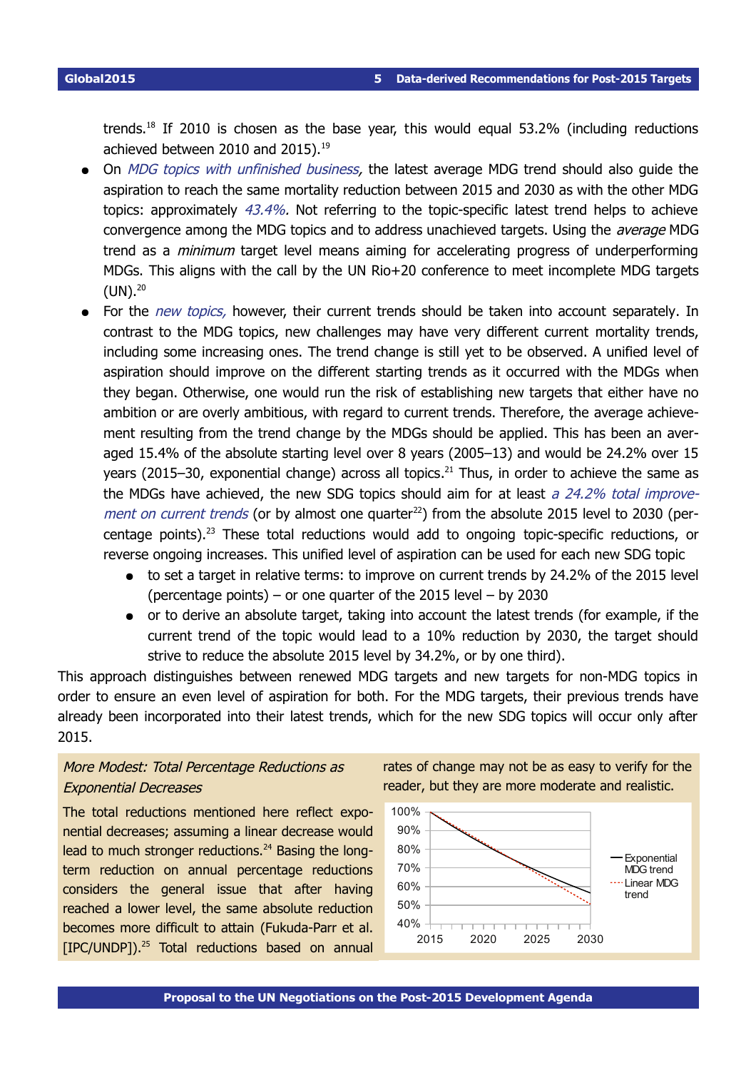trends.[18] If 2010 is chosen as the base year, this would equal 53.2% (including reductions achieved between 2010 and 2015).[19]

- On *MDG topics with unfinished business,* the latest average MDG trend should also guide the aspiration to reach the same mortality reduction between 2015 and 2030 as with the other MDG topics: approximately *43.4%*. Not referring to the topic-specific latest trend helps to achieve convergence among the MDG topics and to address unachieved targets. Using the *average* MDG trend as a *minimum* target level means aiming for accelerating progress of underperforming MDGs. This aligns with the call by the UN Rio+20 conference to meet incomplete MDG targets (UN).[20]
- For the *new topics,* however, their current trends should be taken into account separately. In contrast to the MDG topics, new challenges may have very different current mortality trends, including some increasing ones. The trend change is still yet to be observed. A unified level of aspiration should improve on the different starting trends as it occurred with the MDGs when they began. Otherwise, one would run the risk of establishing new targets that either have no ambition or are overly ambitious, with regard to current trends. Therefore, the average achievement resulting from the trend change by the MDGs should be applied. This has been an averaged 15.4% of the absolute starting level over 8 years (2005–13) and would be 24.2% over 15 years (2015–30, exponential change) across all topics.[21] Thus, in order to achieve the same as the MDGs have achieved, the new SDG topics should aim for at least *a 24.2% total improvement on current trends* (or by almost one quarter[22]) from the absolute 2015 level to 2030 (percentage points).[23] These total reductions would add to ongoing topic-specific reductions, or reverse ongoing increases. This unified level of aspiration can be used for each new SDG topic
  - to set a target in relative terms: to improve on current trends by 24.2% of the 2015 level (percentage points) – or one quarter of the 2015 level – by 2030
  - or to derive an absolute target, taking into account the latest trends (for example, if the current trend of the topic would lead to a 10% reduction by 2030, the target should strive to reduce the absolute 2015 level by 34.2%, or by one third).

This approach distinguishes between renewed MDG targets and new targets for non-MDG topics in order to ensure an even level of aspiration for both. For the MDG targets, their previous trends have already been incorporated into their latest trends, which for the new SDG topics will occur only after 2015.

*More Modest: Total Percentage Reductions as Exponential Decreases*

The total reductions mentioned here reflect exponential decreases; assuming a linear decrease would lead to much stronger reductions.[24] Basing the long-term reduction on annual percentage reductions considers the general issue that after having reached a lower level, the same absolute reduction becomes more difficult to attain (Fukuda-Parr et al. [IPC/UNDP]).[25] Total reductions based on annual rates of change may not be as easy to verify for the reader, but they are more moderate and realistic.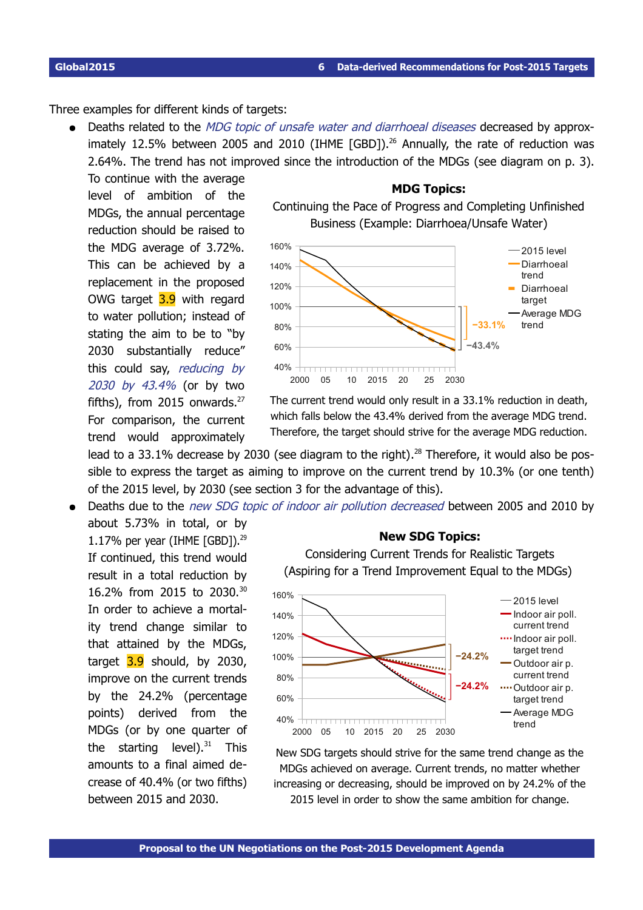Three examples for different kinds of targets:

- Deaths related to the *MDG topic of unsafe water and diarrhoeal diseases* decreased by approximately 12.5% between 2005 and 2010 (IHME [GBD]).[26] Annually, the rate of reduction was 2.64%. The trend has not improved since the introduction of the MDGs (see diagram on p. 3). To continue with the average level of ambition of the MDGs, the annual percentage reduction should be raised to the MDG average of 3.72%. This can be achieved by a replacement in the proposed OWG target 3.9 with regard to water pollution; instead of stating the aim to be to "by 2030 substantially reduce" this could say, *reducing by 2030 by 43.4%* (or by two fifths), from 2015 onwards.[27] For comparison, the current trend would approximately lead to a 33.1% decrease by 2030 (see diagram to the right).[28] Therefore, it would also be possible to express the target as aiming to improve on the current trend by 10.3% (or one tenth) of the 2015 level, by 2030 (see section 3 for the advantage of this).

**MDG Topics:**
Continuing the Pace of Progress and Completing Unfinished Business (Example: Diarrhoea/Unsafe Water)

The current trend would only result in a 33.1% reduction in death, which falls below the 43.4% derived from the average MDG trend. Therefore, the target should strive for the average MDG reduction.

- Deaths due to the *new SDG topic of indoor air pollution decreased* between 2005 and 2010 by about 5.73% in total, or by 1.17% per year (IHME [GBD]).[29] If continued, this trend would result in a total reduction by 16.2% from 2015 to 2030.[30] In order to achieve a mortality trend change similar to that attained by the MDGs, target 3.9 should, by 2030, improve on the current trends by the 24.2% (percentage points) derived from the MDGs (or by one quarter of the starting level).[31] This amounts to a final aimed decrease of 40.4% (or two fifths) between 2015 and 2030.

**New SDG Topics:**
Considering Current Trends for Realistic Targets (Aspiring for a Trend Improvement Equal to the MDGs)

New SDG targets should strive for the same trend change as the MDGs achieved on average. Current trends, no matter whether increasing or decreasing, should be improved on by 24.2% of the 2015 level in order to show the same ambition for change.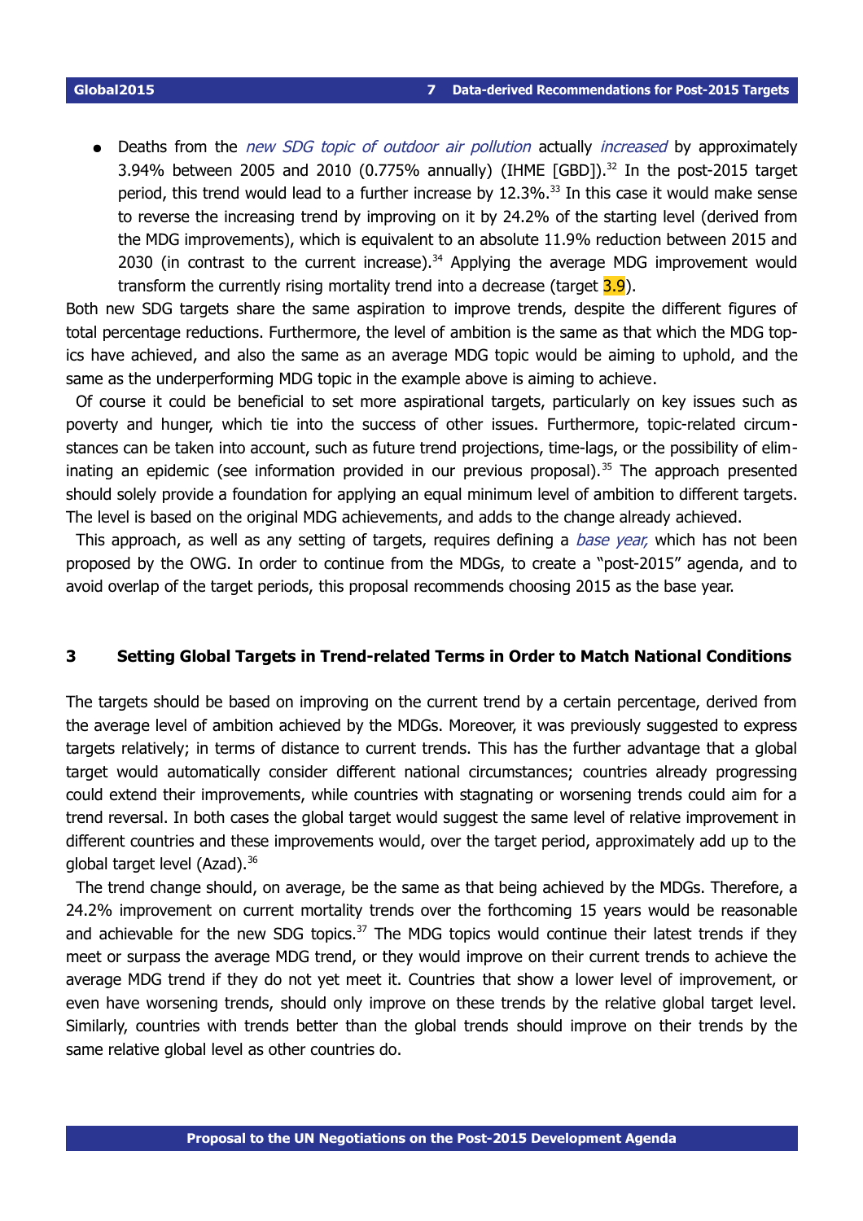- Deaths from the *new SDG topic of outdoor air pollution* actually *increased* by approximately 3.94% between 2005 and 2010 (0.775% annually) (IHME [GBD]).[32] In the post-2015 target period, this trend would lead to a further increase by 12.3%.[33] In this case it would make sense to reverse the increasing trend by improving on it by 24.2% of the starting level (derived from the MDG improvements), which is equivalent to an absolute 11.9% reduction between 2015 and 2030 (in contrast to the current increase).[34] Applying the average MDG improvement would transform the currently rising mortality trend into a decrease (target 3.9).

Both new SDG targets share the same aspiration to improve trends, despite the different figures of total percentage reductions. Furthermore, the level of ambition is the same as that which the MDG topics have achieved, and also the same as an average MDG topic would be aiming to uphold, and the same as the underperforming MDG topic in the example above is aiming to achieve.

Of course it could be beneficial to set more aspirational targets, particularly on key issues such as poverty and hunger, which tie into the success of other issues. Furthermore, topic-related circumstances can be taken into account, such as future trend projections, time-lags, or the possibility of eliminating an epidemic (see information provided in our previous proposal).[35] The approach presented should solely provide a foundation for applying an equal minimum level of ambition to different targets. The level is based on the original MDG achievements, and adds to the change already achieved.

This approach, as well as any setting of targets, requires defining a *base year,* which has not been proposed by the OWG. In order to continue from the MDGs, to create a "post-2015" agenda, and to avoid overlap of the target periods, this proposal recommends choosing 2015 as the base year.

## 3 Setting Global Targets in Trend-related Terms in Order to Match National Conditions

The targets should be based on improving on the current trend by a certain percentage, derived from the average level of ambition achieved by the MDGs. Moreover, it was previously suggested to express targets relatively; in terms of distance to current trends. This has the further advantage that a global target would automatically consider different national circumstances; countries already progressing could extend their improvements, while countries with stagnating or worsening trends could aim for a trend reversal. In both cases the global target would suggest the same level of relative improvement in different countries and these improvements would, over the target period, approximately add up to the global target level (Azad).[36]

The trend change should, on average, be the same as that being achieved by the MDGs. Therefore, a 24.2% improvement on current mortality trends over the forthcoming 15 years would be reasonable and achievable for the new SDG topics.[37] The MDG topics would continue their latest trends if they meet or surpass the average MDG trend, or they would improve on their current trends to achieve the average MDG trend if they do not yet meet it. Countries that show a lower level of improvement, or even have worsening trends, should only improve on these trends by the relative global target level. Similarly, countries with trends better than the global trends should improve on their trends by the same relative global level as other countries do.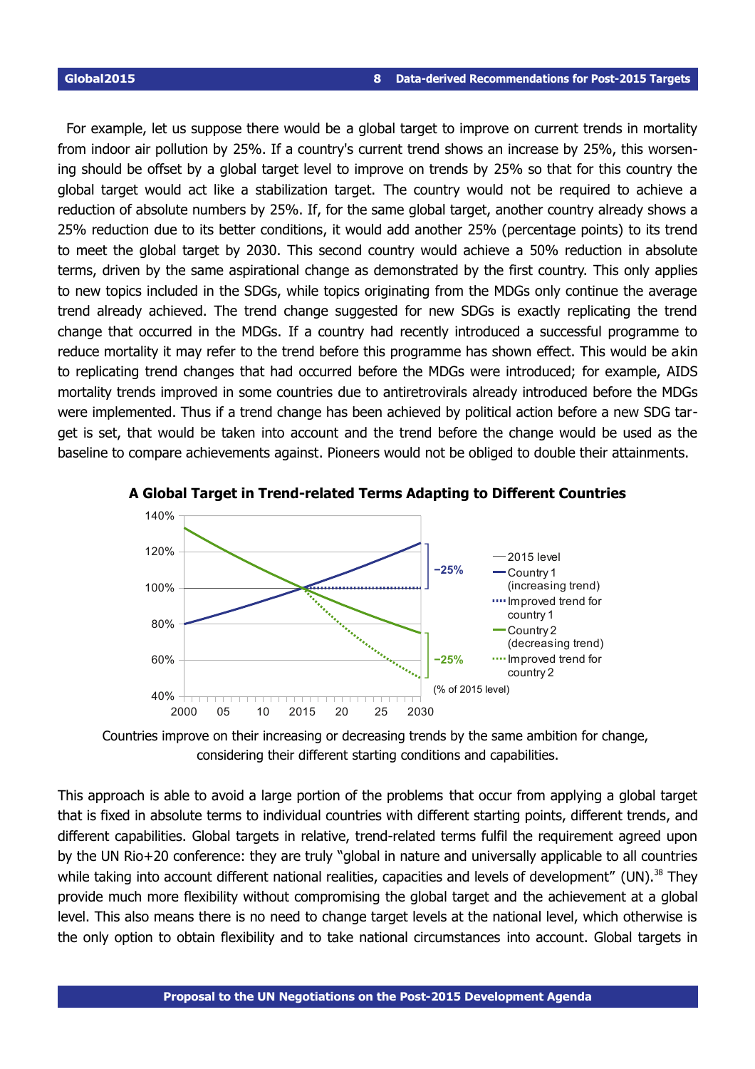For example, let us suppose there would be a global target to improve on current trends in mortality from indoor air pollution by 25%. If a country's current trend shows an increase by 25%, this worsening should be offset by a global target level to improve on trends by 25% so that for this country the global target would act like a stabilization target. The country would not be required to achieve a reduction of absolute numbers by 25%. If, for the same global target, another country already shows a 25% reduction due to its better conditions, it would add another 25% (percentage points) to its trend to meet the global target by 2030. This second country would achieve a 50% reduction in absolute terms, driven by the same aspirational change as demonstrated by the first country. This only applies to new topics included in the SDGs, while topics originating from the MDGs only continue the average trend already achieved. The trend change suggested for new SDGs is exactly replicating the trend change that occurred in the MDGs. If a country had recently introduced a successful programme to reduce mortality it may refer to the trend before this programme has shown effect. This would be akin to replicating trend changes that had occurred before the MDGs were introduced; for example, AIDS mortality trends improved in some countries due to antiretrovirals already introduced before the MDGs were implemented. Thus if a trend change has been achieved by political action before a new SDG target is set, that would be taken into account and the trend before the change would be used as the baseline to compare achievements against. Pioneers would not be obliged to double their attainments.

**A Global Target in Trend-related Terms Adapting to Different Countries**

Countries improve on their increasing or decreasing trends by the same ambition for change, considering their different starting conditions and capabilities.

This approach is able to avoid a large portion of the problems that occur from applying a global target that is fixed in absolute terms to individual countries with different starting points, different trends, and different capabilities. Global targets in relative, trend-related terms fulfil the requirement agreed upon by the UN Rio+20 conference: they are truly "global in nature and universally applicable to all countries while taking into account different national realities, capacities and levels of development" (UN).[38] They provide much more flexibility without compromising the global target and the achievement at a global level. This also means there is no need to change target levels at the national level, which otherwise is the only option to obtain flexibility and to take national circumstances into account. Global targets in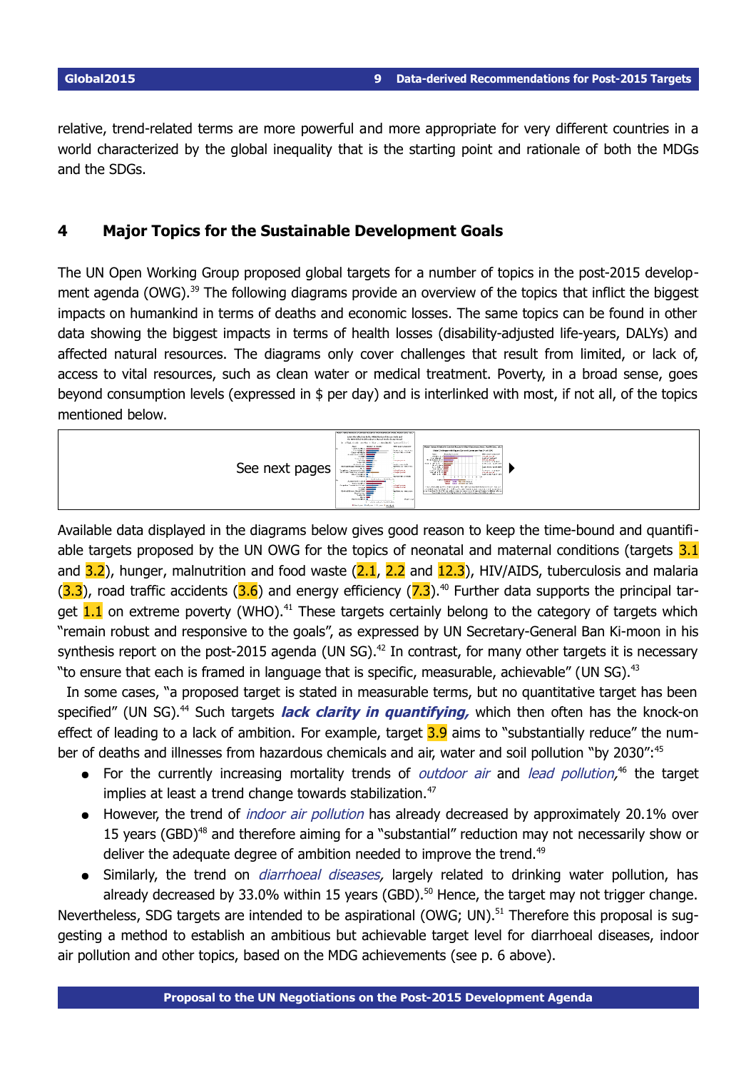relative, trend-related terms are more powerful and more appropriate for very different countries in a world characterized by the global inequality that is the starting point and rationale of both the MDGs and the SDGs.

## 4 Major Topics for the Sustainable Development Goals

The UN Open Working Group proposed global targets for a number of topics in the post-2015 development agenda (OWG).[39] The following diagrams provide an overview of the topics that inflict the biggest impacts on humankind in terms of deaths and economic losses. The same topics can be found in other data showing the biggest impacts in terms of health losses (disability-adjusted life-years, DALYs) and affected natural resources. The diagrams only cover challenges that result from limited, or lack of, access to vital resources, such as clean water or medical treatment. Poverty, in a broad sense, goes beyond consumption levels (expressed in $ per day) and is interlinked with most, if not all, of the topics mentioned below.

See next pages

Available data displayed in the diagrams below gives good reason to keep the time-bound and quantifiable targets proposed by the UN OWG for the topics of neonatal and maternal conditions (targets 3.1 and 3.2), hunger, malnutrition and food waste (2.1, 2.2 and 12.3), HIV/AIDS, tuberculosis and malaria (3.3), road traffic accidents (3.6) and energy efficiency (7.3).[40] Further data supports the principal target 1.1 on extreme poverty (WHO).[41] These targets certainly belong to the category of targets which "remain robust and responsive to the goals", as expressed by UN Secretary-General Ban Ki-moon in his synthesis report on the post-2015 agenda (UN SG).[42] In contrast, for many other targets it is necessary "to ensure that each is framed in language that is specific, measurable, achievable" (UN SG).[43]

In some cases, "a proposed target is stated in measurable terms, but no quantitative target has been specified" (UN SG).[44] Such targets ***lack clarity in quantifying,*** which then often has the knock-on effect of leading to a lack of ambition. For example, target 3.9 aims to "substantially reduce" the number of deaths and illnesses from hazardous chemicals and air, water and soil pollution "by 2030":[45]

- For the currently increasing mortality trends of *outdoor air* and *lead pollution,*[46] the target implies at least a trend change towards stabilization.[47]
- However, the trend of *indoor air pollution* has already decreased by approximately 20.1% over 15 years (GBD)[48] and therefore aiming for a "substantial" reduction may not necessarily show or deliver the adequate degree of ambition needed to improve the trend.[49]
- Similarly, the trend on *diarrhoeal diseases,* largely related to drinking water pollution, has already decreased by 33.0% within 15 years (GBD).[50] Hence, the target may not trigger change.

Nevertheless, SDG targets are intended to be aspirational (OWG; UN).[51] Therefore this proposal is suggesting a method to establish an ambitious but achievable target level for diarrhoeal diseases, indoor air pollution and other topics, based on the MDG achievements (see p. 6 above).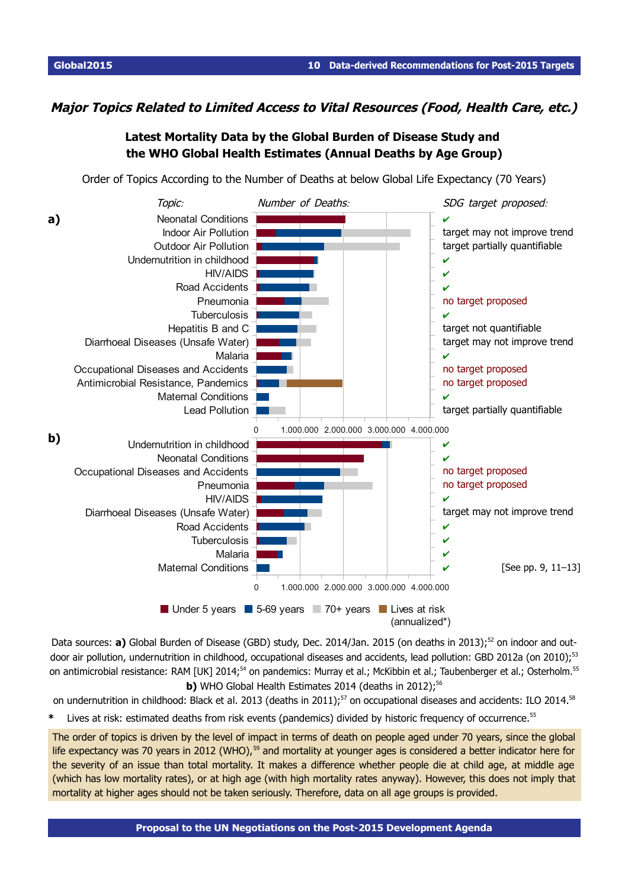## *Major Topics Related to Limited Access to Vital Resources (Food, Health Care, etc.)*

### Latest Mortality Data by the Global Burden of Disease Study and the WHO Global Health Estimates (Annual Deaths by Age Group)

Order of Topics According to the Number of Deaths at below Global Life Expectancy (70 Years)

**a)**

| *Topic:* | *SDG target proposed:* |
|---|---|
| Neonatal Conditions | ✔ |
| Indoor Air Pollution | target may not improve trend |
| Outdoor Air Pollution | target partially quantifiable |
| Undernutrition in childhood | ✔ |
| HIV/AIDS | ✔ |
| Road Accidents | ✔ |
| Pneumonia | no target proposed |
| Tuberculosis | ✔ |
| Hepatitis B and C | target not quantifiable |
| Diarrhoeal Diseases (Unsafe Water) | target may not improve trend |
| Malaria | ✔ |
| Occupational Diseases and Accidents | no target proposed |
| Antimicrobial Resistance, Pandemics | no target proposed |
| Maternal Conditions | ✔ |
| Lead Pollution | target partially quantifiable |

**b)**

| *Topic:* | *SDG target proposed:* |
|---|---|
| Undernutrition in childhood | ✔ |
| Neonatal Conditions | ✔ |
| Occupational Diseases and Accidents | no target proposed |
| Pneumonia | no target proposed |
| HIV/AIDS | ✔ |
| Diarrhoeal Diseases (Unsafe Water) | target may not improve trend |
| Road Accidents | ✔ |
| Tuberculosis | ✔ |
| Malaria | ✔ |
| Maternal Conditions | ✔ |

[See pp. 9, 11–13]

*Number of Deaths:* 0, 1.000.000, 2.000.000, 3.000.000, 4.000.000

Under 5 years · 5-69 years · 70+ years · Lives at risk (annualized*)

Data sources: **a)** Global Burden of Disease (GBD) study, Dec. 2014/Jan. 2015 (on deaths in 2013);[52] on indoor and outdoor air pollution, undernutrition in childhood, occupational diseases and accidents, lead pollution: GBD 2012a (on 2010);[53] on antimicrobial resistance: RAM [UK] 2014;[54] on pandemics: Murray et al.; McKibbin et al.; Taubenberger et al.; Osterholm.[55]
**b)** WHO Global Health Estimates 2014 (deaths in 2012);[56]
on undernutrition in childhood: Black et al. 2013 (deaths in 2011);[57] on occupational diseases and accidents: ILO 2014.[58]

\* Lives at risk: estimated deaths from risk events (pandemics) divided by historic frequency of occurrence.[55]

The order of topics is driven by the level of impact in terms of death on people aged under 70 years, since the global life expectancy was 70 years in 2012 (WHO),[59] and mortality at younger ages is considered a better indicator here for the severity of an issue than total mortality. It makes a difference whether people die at child age, at middle age (which has low mortality rates), or at high age (with high mortality rates anyway). However, this does not imply that mortality at higher ages should not be taken seriously. Therefore, data on all age groups is provided.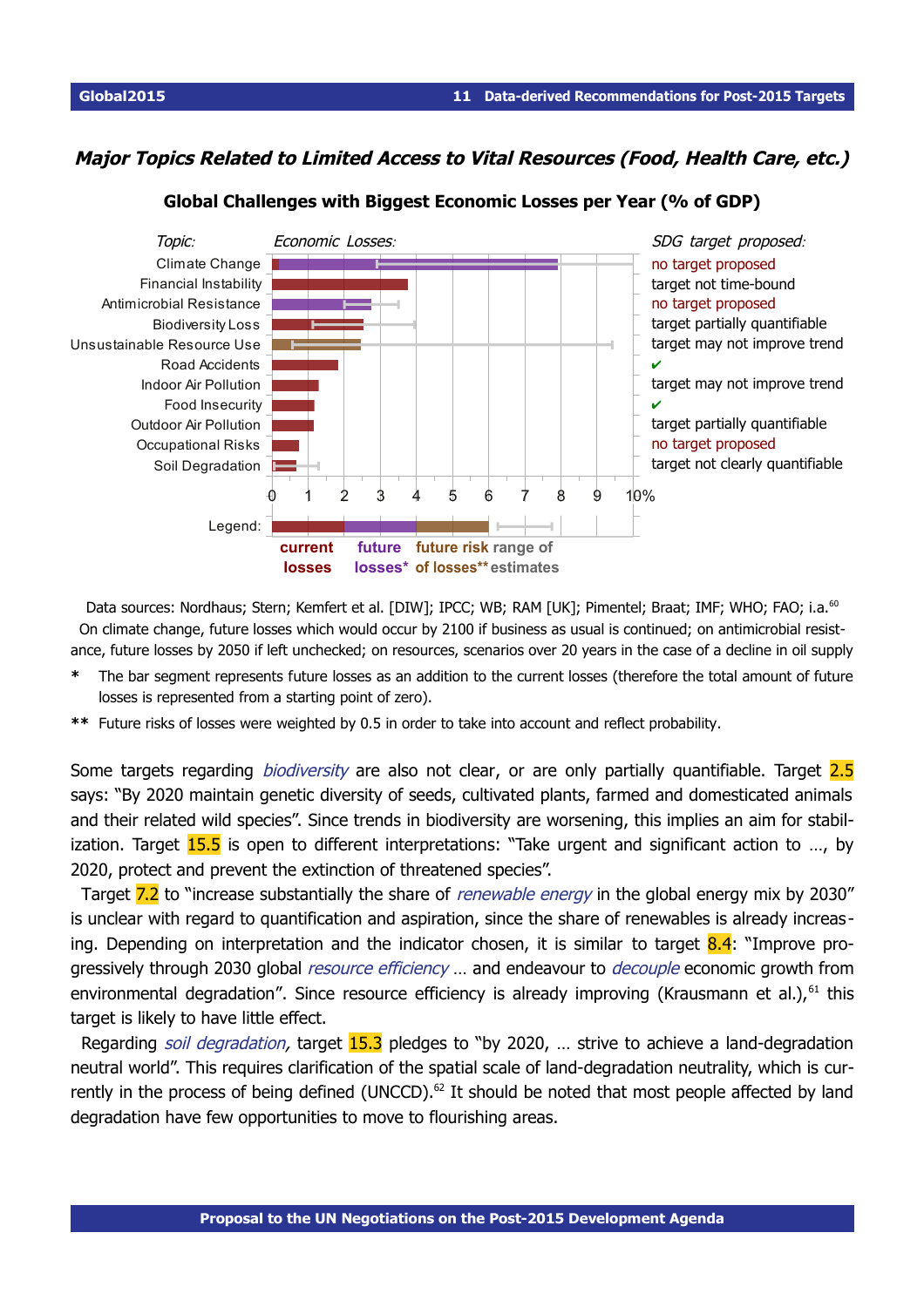## *Major Topics Related to Limited Access to Vital Resources (Food, Health Care, etc.)*

**Global Challenges with Biggest Economic Losses per Year (% of GDP)**

| *Topic:* | *SDG target proposed:* |
|---|---|
| Climate Change | no target proposed |
| Financial Instability | target not time-bound |
| Antimicrobial Resistance | no target proposed |
| Biodiversity Loss | target partially quantifiable |
| Unsustainable Resource Use | target may not improve trend |
| Road Accidents | ✔ |
| Indoor Air Pollution | target may not improve trend |
| Food Insecurity | ✔ |
| Outdoor Air Pollution | target partially quantifiable |
| Occupational Risks | no target proposed |
| Soil Degradation | target not clearly quantifiable |

*Economic Losses:* 0 1 2 3 4 5 6 7 8 9 10%

Legend: **current losses**, **future losses***, **future risk of losses****, range of estimates

Data sources: Nordhaus; Stern; Kemfert et al. [DIW]; IPCC; WB; RAM [UK]; Pimentel; Braat; IMF; WHO; FAO; i.a.[60]
On climate change, future losses which would occur by 2100 if business as usual is continued; on antimicrobial resistance, future losses by 2050 if left unchecked; on resources, scenarios over 20 years in the case of a decline in oil supply

\* The bar segment represents future losses as an addition to the current losses (therefore the total amount of future losses is represented from a starting point of zero).

** Future risks of losses were weighted by 0.5 in order to take into account and reflect probability.

Some targets regarding *biodiversity* are also not clear, or are only partially quantifiable. Target 2.5 says: "By 2020 maintain genetic diversity of seeds, cultivated plants, farmed and domesticated animals and their related wild species". Since trends in biodiversity are worsening, this implies an aim for stabilization. Target 15.5 is open to different interpretations: "Take urgent and significant action to …, by 2020, protect and prevent the extinction of threatened species".

Target 7.2 to "increase substantially the share of *renewable energy* in the global energy mix by 2030" is unclear with regard to quantification and aspiration, since the share of renewables is already increasing. Depending on interpretation and the indicator chosen, it is similar to target 8.4: "Improve progressively through 2030 global *resource efficiency* … and endeavour to *decouple* economic growth from environmental degradation". Since resource efficiency is already improving (Krausmann et al.),[61] this target is likely to have little effect.

Regarding *soil degradation,* target 15.3 pledges to "by 2020, … strive to achieve a land-degradation neutral world". This requires clarification of the spatial scale of land-degradation neutrality, which is currently in the process of being defined (UNCCD).[62] It should be noted that most people affected by land degradation have few opportunities to move to flourishing areas.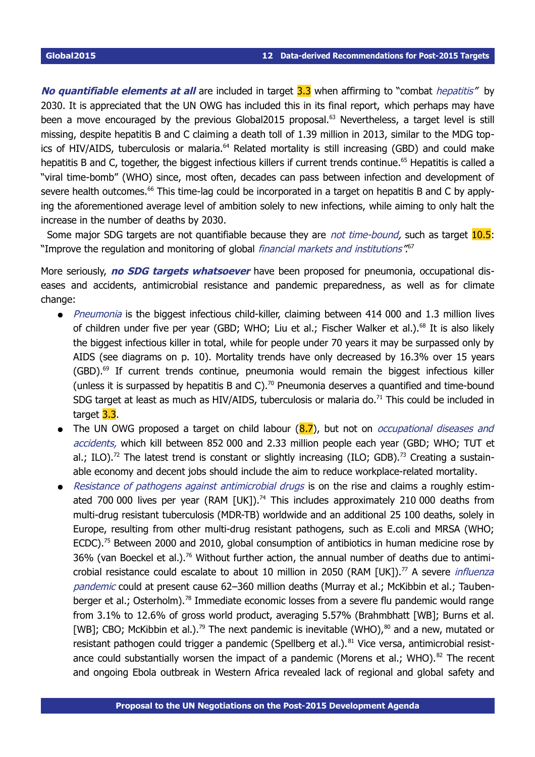***No quantifiable elements at all*** are included in target 3.3 when affirming to "combat *hepatitis*" by 2030. It is appreciated that the UN OWG has included this in its final report, which perhaps may have been a move encouraged by the previous Global2015 proposal.[63] Nevertheless, a target level is still missing, despite hepatitis B and C claiming a death toll of 1.39 million in 2013, similar to the MDG topics of HIV/AIDS, tuberculosis or malaria.[64] Related mortality is still increasing (GBD) and could make hepatitis B and C, together, the biggest infectious killers if current trends continue.[65] Hepatitis is called a "viral time-bomb" (WHO) since, most often, decades can pass between infection and development of severe health outcomes.[66] This time-lag could be incorporated in a target on hepatitis B and C by applying the aforementioned average level of ambition solely to new infections, while aiming to only halt the increase in the number of deaths by 2030.

Some major SDG targets are not quantifiable because they are *not time-bound,* such as target 10.5: "Improve the regulation and monitoring of global *financial markets and institutions*".[67]

More seriously, ***no SDG targets whatsoever*** have been proposed for pneumonia, occupational diseases and accidents, antimicrobial resistance and pandemic preparedness, as well as for climate change:

- *Pneumonia* is the biggest infectious child-killer, claiming between 414 000 and 1.3 million lives of children under five per year (GBD; WHO; Liu et al.; Fischer Walker et al.).[68] It is also likely the biggest infectious killer in total, while for people under 70 years it may be surpassed only by AIDS (see diagrams on p. 10). Mortality trends have only decreased by 16.3% over 15 years (GBD).[69] If current trends continue, pneumonia would remain the biggest infectious killer (unless it is surpassed by hepatitis B and C).[70] Pneumonia deserves a quantified and time-bound SDG target at least as much as HIV/AIDS, tuberculosis or malaria do.[71] This could be included in target 3.3.
- The UN OWG proposed a target on child labour (8.7), but not on *occupational diseases and accidents,* which kill between 852 000 and 2.33 million people each year (GBD; WHO; TUT et al.; ILO).[72] The latest trend is constant or slightly increasing (ILO; GDB).[73] Creating a sustainable economy and decent jobs should include the aim to reduce workplace-related mortality.
- *Resistance of pathogens against antimicrobial drugs* is on the rise and claims a roughly estimated 700 000 lives per year (RAM [UK]).[74] This includes approximately 210 000 deaths from multi-drug resistant tuberculosis (MDR-TB) worldwide and an additional 25 100 deaths, solely in Europe, resulting from other multi-drug resistant pathogens, such as E.coli and MRSA (WHO; ECDC).[75] Between 2000 and 2010, global consumption of antibiotics in human medicine rose by 36% (van Boeckel et al.).[76] Without further action, the annual number of deaths due to antimicrobial resistance could escalate to about 10 million in 2050 (RAM [UK]).[77] A severe *influenza pandemic* could at present cause 62–360 million deaths (Murray et al.; McKibbin et al.; Taubenberger et al.; Osterholm).[78] Immediate economic losses from a severe flu pandemic would range from 3.1% to 12.6% of gross world product, averaging 5.57% (Brahmbhatt [WB]; Burns et al. [WB]; CBO; McKibbin et al.).[79] The next pandemic is inevitable (WHO),[80] and a new, mutated or resistant pathogen could trigger a pandemic (Spellberg et al.).[81] Vice versa, antimicrobial resistance could substantially worsen the impact of a pandemic (Morens et al.; WHO).[82] The recent and ongoing Ebola outbreak in Western Africa revealed lack of regional and global safety and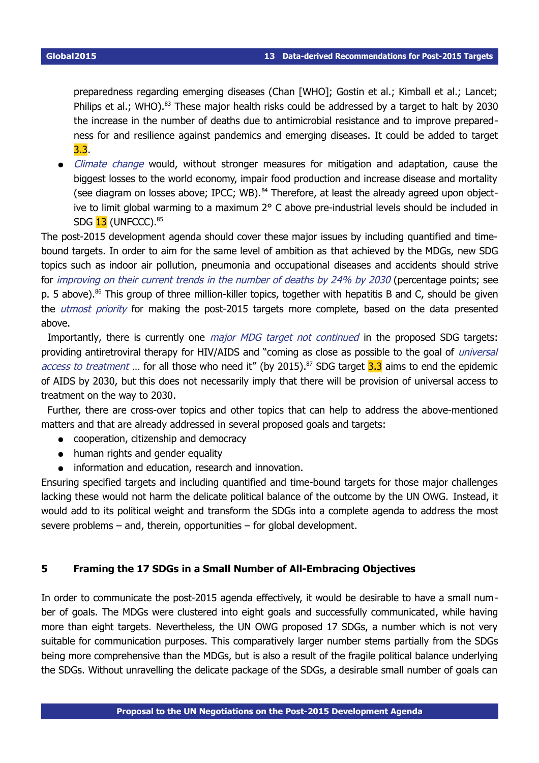preparedness regarding emerging diseases (Chan [WHO]; Gostin et al.; Kimball et al.; Lancet; Philips et al.; WHO).[83] These major health risks could be addressed by a target to halt by 2030 the increase in the number of deaths due to antimicrobial resistance and to improve preparedness for and resilience against pandemics and emerging diseases. It could be added to target 3.3.

- *Climate change* would, without stronger measures for mitigation and adaptation, cause the biggest losses to the world economy, impair food production and increase disease and mortality (see diagram on losses above; IPCC; WB).[84] Therefore, at least the already agreed upon objective to limit global warming to a maximum 2° C above pre-industrial levels should be included in SDG 13 (UNFCCC).[85]

The post-2015 development agenda should cover these major issues by including quantified and time-bound targets. In order to aim for the same level of ambition as that achieved by the MDGs, new SDG topics such as indoor air pollution, pneumonia and occupational diseases and accidents should strive for *improving on their current trends in the number of deaths by 24% by 2030* (percentage points; see p. 5 above).[86] This group of three million-killer topics, together with hepatitis B and C, should be given the *utmost priority* for making the post-2015 targets more complete, based on the data presented above.

Importantly, there is currently one *major MDG target not continued* in the proposed SDG targets: providing antiretroviral therapy for HIV/AIDS and "coming as close as possible to the goal of *universal access to treatment* … for all those who need it" (by 2015).[87] SDG target 3.3 aims to end the epidemic of AIDS by 2030, but this does not necessarily imply that there will be provision of universal access to treatment on the way to 2030.

Further, there are cross-over topics and other topics that can help to address the above-mentioned matters and that are already addressed in several proposed goals and targets:

- cooperation, citizenship and democracy
- human rights and gender equality
- information and education, research and innovation.

Ensuring specified targets and including quantified and time-bound targets for those major challenges lacking these would not harm the delicate political balance of the outcome by the UN OWG. Instead, it would add to its political weight and transform the SDGs into a complete agenda to address the most severe problems – and, therein, opportunities – for global development.

## 5 Framing the 17 SDGs in a Small Number of All-Embracing Objectives

In order to communicate the post-2015 agenda effectively, it would be desirable to have a small number of goals. The MDGs were clustered into eight goals and successfully communicated, while having more than eight targets. Nevertheless, the UN OWG proposed 17 SDGs, a number which is not very suitable for communication purposes. This comparatively larger number stems partially from the SDGs being more comprehensive than the MDGs, but is also a result of the fragile political balance underlying the SDGs. Without unravelling the delicate package of the SDGs, a desirable small number of goals can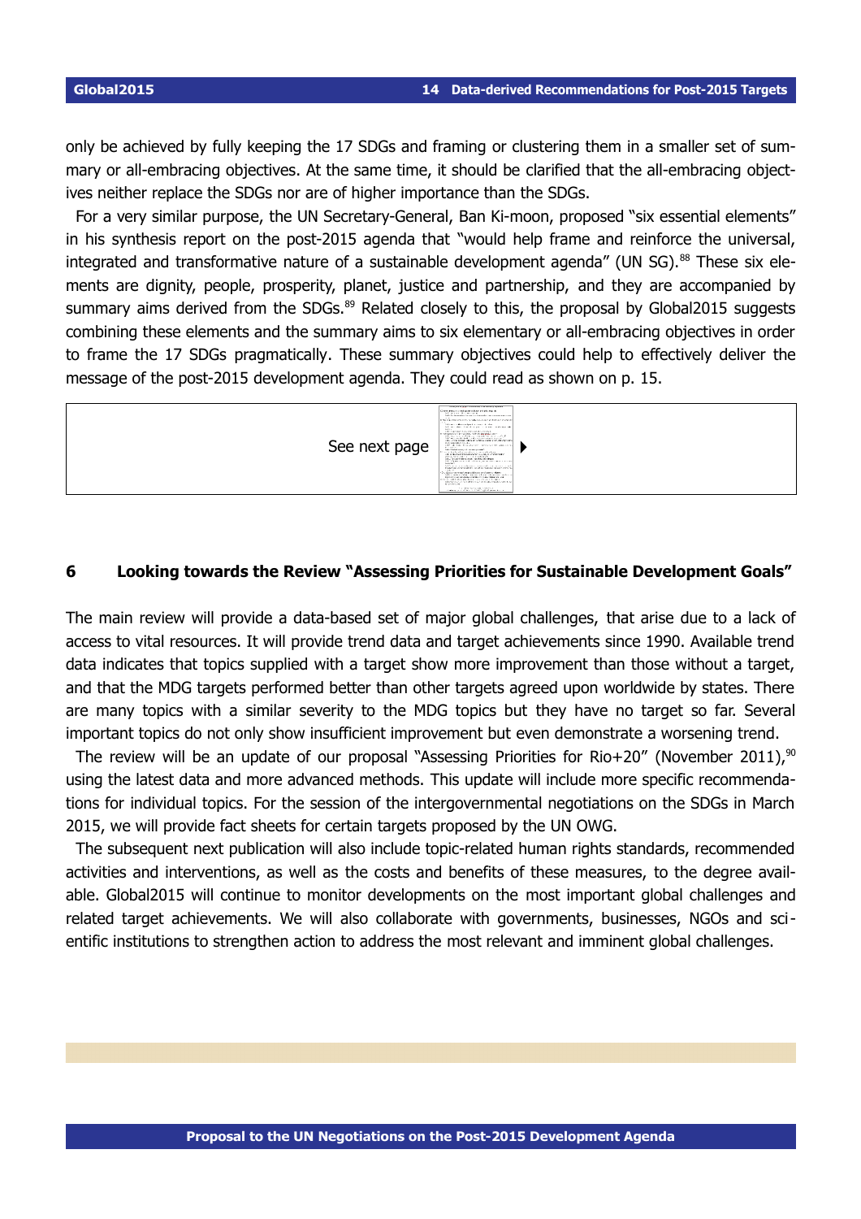only be achieved by fully keeping the 17 SDGs and framing or clustering them in a smaller set of summary or all-embracing objectives. At the same time, it should be clarified that the all-embracing objectives neither replace the SDGs nor are of higher importance than the SDGs.

For a very similar purpose, the UN Secretary-General, Ban Ki-moon, proposed "six essential elements" in his synthesis report on the post-2015 agenda that "would help frame and reinforce the universal, integrated and transformative nature of a sustainable development agenda" (UN SG).[88] These six elements are dignity, people, prosperity, planet, justice and partnership, and they are accompanied by summary aims derived from the SDGs.[89] Related closely to this, the proposal by Global2015 suggests combining these elements and the summary aims to six elementary or all-embracing objectives in order to frame the 17 SDGs pragmatically. These summary objectives could help to effectively deliver the message of the post-2015 development agenda. They could read as shown on p. 15.

See next page ▶

## 6 Looking towards the Review "Assessing Priorities for Sustainable Development Goals"

The main review will provide a data-based set of major global challenges, that arise due to a lack of access to vital resources. It will provide trend data and target achievements since 1990. Available trend data indicates that topics supplied with a target show more improvement than those without a target, and that the MDG targets performed better than other targets agreed upon worldwide by states. There are many topics with a similar severity to the MDG topics but they have no target so far. Several important topics do not only show insufficient improvement but even demonstrate a worsening trend.

The review will be an update of our proposal "Assessing Priorities for Rio+20" (November 2011),[90] using the latest data and more advanced methods. This update will include more specific recommendations for individual topics. For the session of the intergovernmental negotiations on the SDGs in March 2015, we will provide fact sheets for certain targets proposed by the UN OWG.

The subsequent next publication will also include topic-related human rights standards, recommended activities and interventions, as well as the costs and benefits of these measures, to the degree available. Global2015 will continue to monitor developments on the most important global challenges and related target achievements. We will also collaborate with governments, businesses, NGOs and scientific institutions to strengthen action to address the most relevant and imminent global challenges.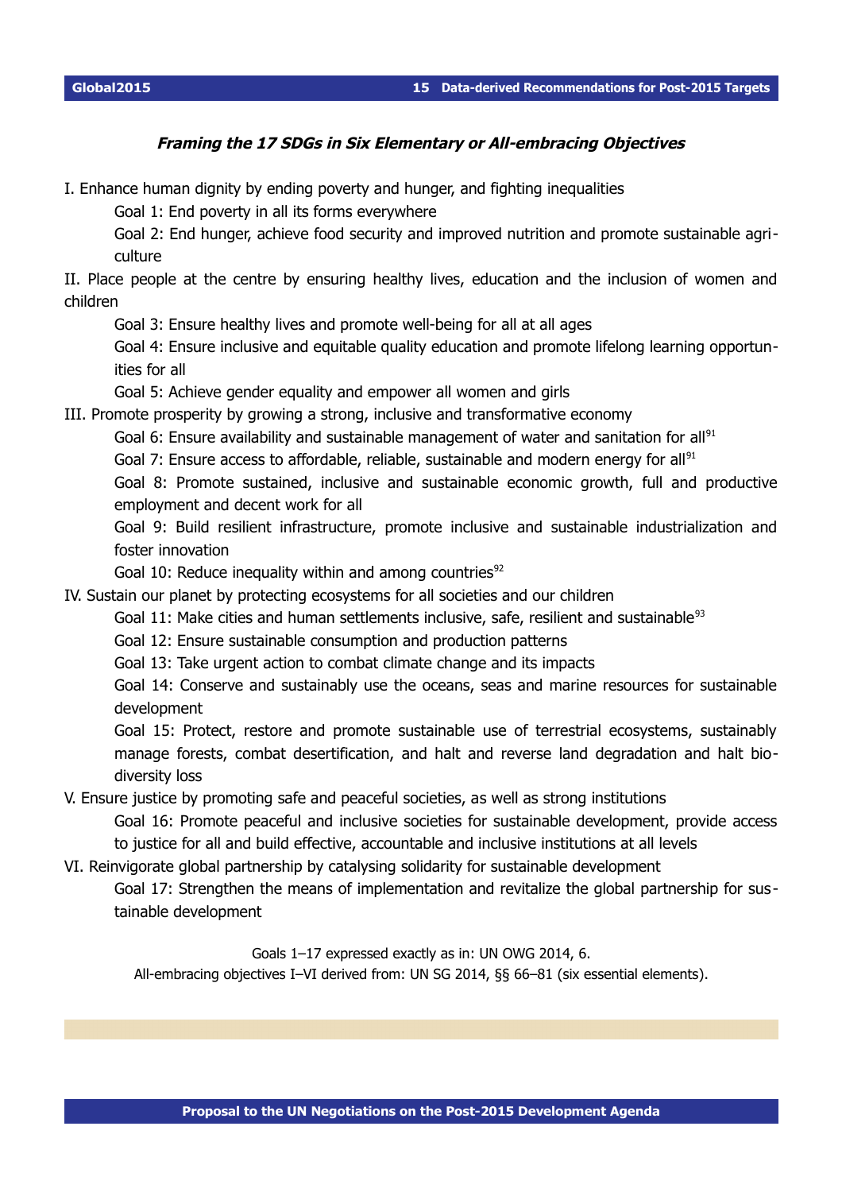***Framing the 17 SDGs in Six Elementary or All-embracing Objectives***

I. Enhance human dignity by ending poverty and hunger, and fighting inequalities

- Goal 1: End poverty in all its forms everywhere
- Goal 2: End hunger, achieve food security and improved nutrition and promote sustainable agriculture

II. Place people at the centre by ensuring healthy lives, education and the inclusion of women and children

- Goal 3: Ensure healthy lives and promote well-being for all at all ages
- Goal 4: Ensure inclusive and equitable quality education and promote lifelong learning opportunities for all
- Goal 5: Achieve gender equality and empower all women and girls

III. Promote prosperity by growing a strong, inclusive and transformative economy

- Goal 6: Ensure availability and sustainable management of water and sanitation for all[91]
- Goal 7: Ensure access to affordable, reliable, sustainable and modern energy for all[91]
- Goal 8: Promote sustained, inclusive and sustainable economic growth, full and productive employment and decent work for all
- Goal 9: Build resilient infrastructure, promote inclusive and sustainable industrialization and foster innovation
- Goal 10: Reduce inequality within and among countries[92]

IV. Sustain our planet by protecting ecosystems for all societies and our children

- Goal 11: Make cities and human settlements inclusive, safe, resilient and sustainable[93]
- Goal 12: Ensure sustainable consumption and production patterns
- Goal 13: Take urgent action to combat climate change and its impacts
- Goal 14: Conserve and sustainably use the oceans, seas and marine resources for sustainable development
- Goal 15: Protect, restore and promote sustainable use of terrestrial ecosystems, sustainably manage forests, combat desertification, and halt and reverse land degradation and halt biodiversity loss

V. Ensure justice by promoting safe and peaceful societies, as well as strong institutions

- Goal 16: Promote peaceful and inclusive societies for sustainable development, provide access to justice for all and build effective, accountable and inclusive institutions at all levels

VI. Reinvigorate global partnership by catalysing solidarity for sustainable development

- Goal 17: Strengthen the means of implementation and revitalize the global partnership for sustainable development

Goals 1–17 expressed exactly as in: UN OWG 2014, 6.
All-embracing objectives I–VI derived from: UN SG 2014, §§ 66–81 (six essential elements).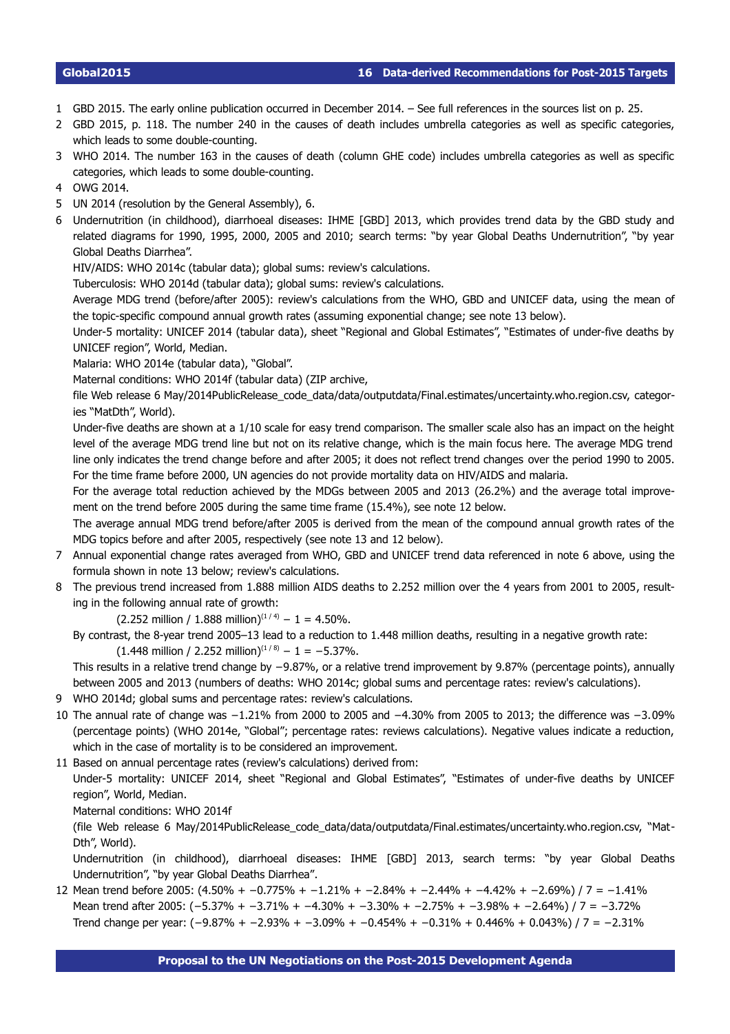1. GBD 2015. The early online publication occurred in December 2014. – See full references in the sources list on p. 25.
2. GBD 2015, p. 118. The number 240 in the causes of death includes umbrella categories as well as specific categories, which leads to some double-counting.
3. WHO 2014. The number 163 in the causes of death (column GHE code) includes umbrella categories as well as specific categories, which leads to some double-counting.
4. OWG 2014.
5. UN 2014 (resolution by the General Assembly), 6.
6. Undernutrition (in childhood), diarrhoeal diseases: IHME [GBD] 2013, which provides trend data by the GBD study and related diagrams for 1990, 1995, 2000, 2005 and 2010; search terms: "by year Global Deaths Undernutrition", "by year Global Deaths Diarrhea".

   HIV/AIDS: WHO 2014c (tabular data); global sums: review's calculations.

   Tuberculosis: WHO 2014d (tabular data); global sums: review's calculations.

   Average MDG trend (before/after 2005): review's calculations from the WHO, GBD and UNICEF data, using the mean of the topic-specific compound annual growth rates (assuming exponential change; see note 13 below).

   Under-5 mortality: UNICEF 2014 (tabular data), sheet "Regional and Global Estimates", "Estimates of under-five deaths by UNICEF region", World, Median.

   Malaria: WHO 2014e (tabular data), "Global".

   Maternal conditions: WHO 2014f (tabular data) (ZIP archive,
   file Web release 6 May/2014PublicRelease_code_data/data/outputdata/Final.estimates/uncertainty.who.region.csv, categories "MatDth", World).

   Under-five deaths are shown at a 1/10 scale for easy trend comparison. The smaller scale also has an impact on the height level of the average MDG trend line but not on its relative change, which is the main focus here. The average MDG trend line only indicates the trend change before and after 2005; it does not reflect trend changes over the period 1990 to 2005. For the time frame before 2000, UN agencies do not provide mortality data on HIV/AIDS and malaria.

   For the average total reduction achieved by the MDGs between 2005 and 2013 (26.2%) and the average total improvement on the trend before 2005 during the same time frame (15.4%), see note 12 below.

   The average annual MDG trend before/after 2005 is derived from the mean of the compound annual growth rates of the MDG topics before and after 2005, respectively (see note 13 and 12 below).
7. Annual exponential change rates averaged from WHO, GBD and UNICEF trend data referenced in note 6 above, using the formula shown in note 13 below; review's calculations.
8. The previous trend increased from 1.888 million AIDS deaths to 2.252 million over the 4 years from 2001 to 2005, resulting in the following annual rate of growth:

   $(2.252 \text{ million} / 1.888 \text{ million})^{(1/4)} - 1 = 4.50\%$.

   By contrast, the 8-year trend 2005–13 lead to a reduction to 1.448 million deaths, resulting in a negative growth rate:

   $(1.448 \text{ million} / 2.252 \text{ million})^{(1/8)} - 1 = -5.37\%$.

   This results in a relative trend change by −9.87%, or a relative trend improvement by 9.87% (percentage points), annually between 2005 and 2013 (numbers of deaths: WHO 2014c; global sums and percentage rates: review's calculations).
9. WHO 2014d; global sums and percentage rates: review's calculations.
10. The annual rate of change was −1.21% from 2000 to 2005 and −4.30% from 2005 to 2013; the difference was −3.09% (percentage points) (WHO 2014e, "Global"; percentage rates: reviews calculations). Negative values indicate a reduction, which in the case of mortality is to be considered an improvement.
11. Based on annual percentage rates (review's calculations) derived from:

    Under-5 mortality: UNICEF 2014, sheet "Regional and Global Estimates", "Estimates of under-five deaths by UNICEF region", World, Median.

    Maternal conditions: WHO 2014f
    (file Web release 6 May/2014PublicRelease_code_data/data/outputdata/Final.estimates/uncertainty.who.region.csv, "MatDth", World).

    Undernutrition (in childhood), diarrhoeal diseases: IHME [GBD] 2013, search terms: "by year Global Deaths Undernutrition", "by year Global Deaths Diarrhea".
12. Mean trend before 2005: (4.50% + −0.775% + −1.21% + −2.84% + −2.44% + −4.42% + −2.69%) / 7 = −1.41%

    Mean trend after 2005: (−5.37% + −3.71% + −4.30% + −3.30% + −2.75% + −3.98% + −2.64%) / 7 = −3.72%

    Trend change per year: (−9.87% + −2.93% + −3.09% + −0.454% + −0.31% + 0.446% + 0.043%) / 7 = −2.31%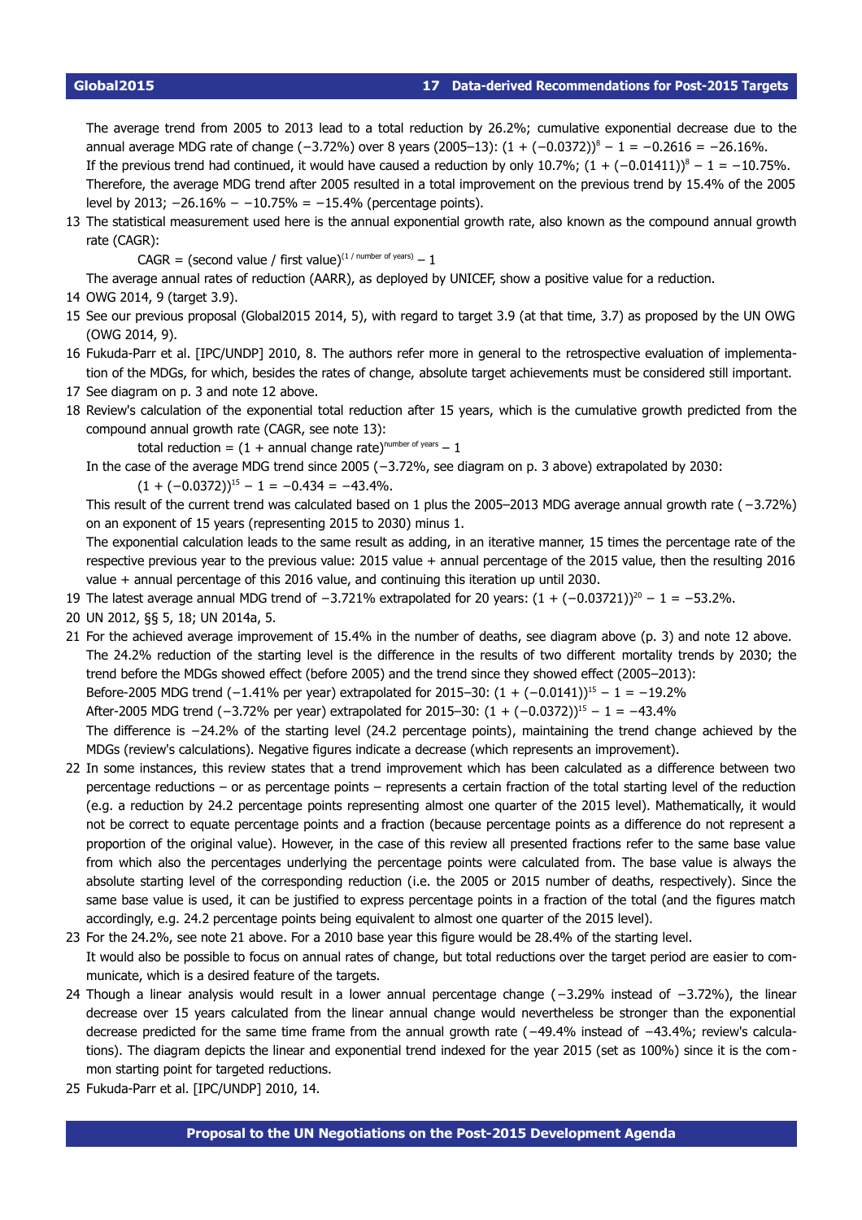The average trend from 2005 to 2013 lead to a total reduction by 26.2%; cumulative exponential decrease due to the annual average MDG rate of change (−3.72%) over 8 years (2005–13): $(1 + (-0.0372))^8 - 1 = -0.2616 = -26.16\%$.
If the previous trend had continued, it would have caused a reduction by only 10.7%; $(1 + (-0.01411))^8 - 1 = -10.75\%$.
Therefore, the average MDG trend after 2005 resulted in a total improvement on the previous trend by 15.4% of the 2005 level by 2013; −26.16% − −10.75% = −15.4% (percentage points).

13 The statistical measurement used here is the annual exponential growth rate, also known as the compound annual growth rate (CAGR):

$$\text{CAGR} = (\text{second value / first value})^{(1\,/\,\text{number of years})} - 1$$

The average annual rates of reduction (AARR), as deployed by UNICEF, show a positive value for a reduction.

14 OWG 2014, 9 (target 3.9).

15 See our previous proposal (Global2015 2014, 5), with regard to target 3.9 (at that time, 3.7) as proposed by the UN OWG (OWG 2014, 9).

16 Fukuda-Parr et al. [IPC/UNDP] 2010, 8. The authors refer more in general to the retrospective evaluation of implementation of the MDGs, for which, besides the rates of change, absolute target achievements must be considered still important.

17 See diagram on p. 3 and note 12 above.

18 Review's calculation of the exponential total reduction after 15 years, which is the cumulative growth predicted from the compound annual growth rate (CAGR, see note 13):

$$\text{total reduction} = (1 + \text{annual change rate})^{\text{number of years}} - 1$$

In the case of the average MDG trend since 2005 (−3.72%, see diagram on p. 3 above) extrapolated by 2030:

$$(1 + (-0.0372))^{15} - 1 = -0.434 = -43.4\%.$$

This result of the current trend was calculated based on 1 plus the 2005–2013 MDG average annual growth rate (−3.72%) on an exponent of 15 years (representing 2015 to 2030) minus 1.

The exponential calculation leads to the same result as adding, in an iterative manner, 15 times the percentage rate of the respective previous year to the previous value: 2015 value + annual percentage of the 2015 value, then the resulting 2016 value + annual percentage of this 2016 value, and continuing this iteration up until 2030.

19 The latest average annual MDG trend of −3.721% extrapolated for 20 years: $(1 + (-0.03721))^{20} - 1 = -53.2\%$.

20 UN 2012, §§ 5, 18; UN 2014a, 5.

21 For the achieved average improvement of 15.4% in the number of deaths, see diagram above (p. 3) and note 12 above. The 24.2% reduction of the starting level is the difference in the results of two different mortality trends by 2030; the trend before the MDGs showed effect (before 2005) and the trend since they showed effect (2005–2013):
Before-2005 MDG trend (−1.41% per year) extrapolated for 2015–30: $(1 + (-0.0141))^{15} - 1 = -19.2\%$
After-2005 MDG trend (−3.72% per year) extrapolated for 2015–30: $(1 + (-0.0372))^{15} - 1 = -43.4\%$
The difference is −24.2% of the starting level (24.2 percentage points), maintaining the trend change achieved by the MDGs (review's calculations). Negative figures indicate a decrease (which represents an improvement).

22 In some instances, this review states that a trend improvement which has been calculated as a difference between two percentage reductions – or as percentage points – represents a certain fraction of the total starting level of the reduction (e.g. a reduction by 24.2 percentage points representing almost one quarter of the 2015 level). Mathematically, it would not be correct to equate percentage points and a fraction (because percentage points as a difference do not represent a proportion of the original value). However, in the case of this review all presented fractions refer to the same base value from which also the percentages underlying the percentage points were calculated from. The base value is always the absolute starting level of the corresponding reduction (i.e. the 2005 or 2015 number of deaths, respectively). Since the same base value is used, it can be justified to express percentage points in a fraction of the total (and the figures match accordingly, e.g. 24.2 percentage points being equivalent to almost one quarter of the 2015 level).

23 For the 24.2%, see note 21 above. For a 2010 base year this figure would be 28.4% of the starting level.
It would also be possible to focus on annual rates of change, but total reductions over the target period are easier to communicate, which is a desired feature of the targets.

24 Though a linear analysis would result in a lower annual percentage change (−3.29% instead of −3.72%), the linear decrease over 15 years calculated from the linear annual change would nevertheless be stronger than the exponential decrease predicted for the same time frame from the annual growth rate (−49.4% instead of −43.4%; review's calculations). The diagram depicts the linear and exponential trend indexed for the year 2015 (set as 100%) since it is the common starting point for targeted reductions.

25 Fukuda-Parr et al. [IPC/UNDP] 2010, 14.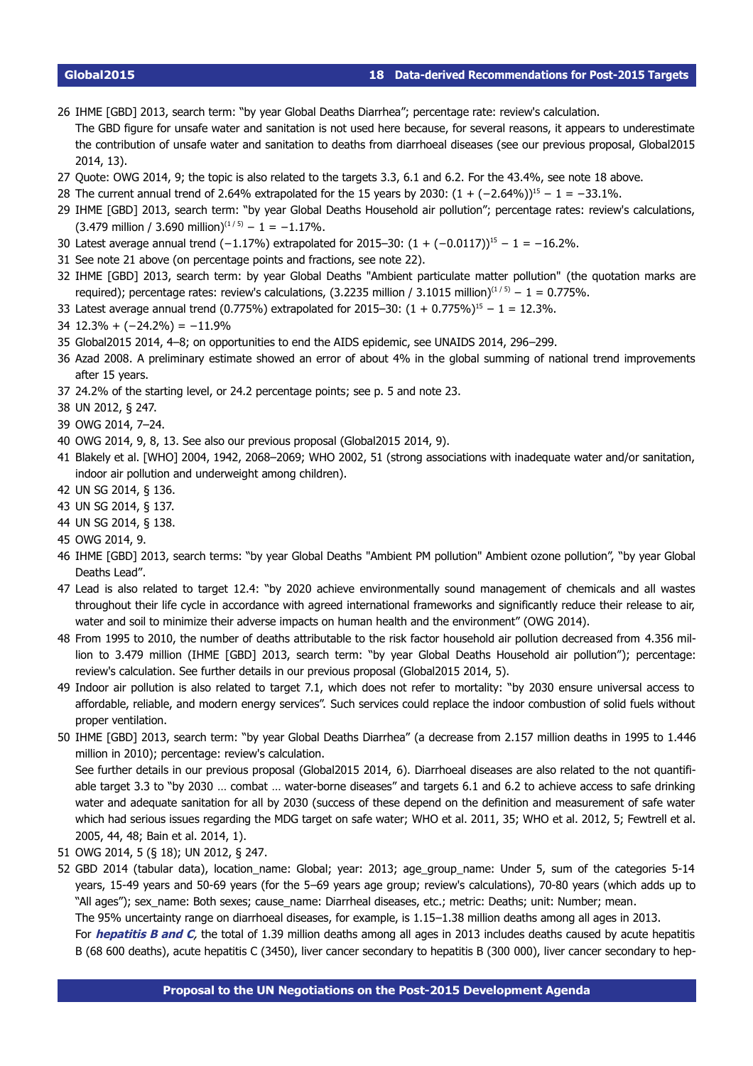26 IHME [GBD] 2013, search term: "by year Global Deaths Diarrhea"; percentage rate: review's calculation.
The GBD figure for unsafe water and sanitation is not used here because, for several reasons, it appears to underestimate the contribution of unsafe water and sanitation to deaths from diarrhoeal diseases (see our previous proposal, Global2015 2014, 13).

27 Quote: OWG 2014, 9; the topic is also related to the targets 3.3, 6.1 and 6.2. For the 43.4%, see note 18 above.

28 The current annual trend of 2.64% extrapolated for the 15 years by 2030: $(1 + (-2.64\%))^{15} - 1 = -33.1\%$.

29 IHME [GBD] 2013, search term: "by year Global Deaths Household air pollution"; percentage rates: review's calculations, $(3.479 \text{ million} / 3.690 \text{ million})^{(1/5)} - 1 = -1.17\%$.

30 Latest average annual trend (−1.17%) extrapolated for 2015–30: $(1 + (-0.0117))^{15} - 1 = -16.2\%$.

31 See note 21 above (on percentage points and fractions, see note 22).

32 IHME [GBD] 2013, search term: by year Global Deaths "Ambient particulate matter pollution" (the quotation marks are required); percentage rates: review's calculations, $(3.2235 \text{ million} / 3.1015 \text{ million})^{(1/5)} - 1 = 0.775\%$.

33 Latest average annual trend (0.775%) extrapolated for 2015–30: $(1 + 0.775\%)^{15} - 1 = 12.3\%$.

34 12.3% + (−24.2%) = −11.9%

35 Global2015 2014, 4–8; on opportunities to end the AIDS epidemic, see UNAIDS 2014, 296–299.

36 Azad 2008. A preliminary estimate showed an error of about 4% in the global summing of national trend improvements after 15 years.

37 24.2% of the starting level, or 24.2 percentage points; see p. 5 and note 23.

38 UN 2012, § 247.

39 OWG 2014, 7–24.

40 OWG 2014, 9, 8, 13. See also our previous proposal (Global2015 2014, 9).

41 Blakely et al. [WHO] 2004, 1942, 2068–2069; WHO 2002, 51 (strong associations with inadequate water and/or sanitation, indoor air pollution and underweight among children).

42 UN SG 2014, § 136.

43 UN SG 2014, § 137.

44 UN SG 2014, § 138.

45 OWG 2014, 9.

46 IHME [GBD] 2013, search terms: "by year Global Deaths "Ambient PM pollution" Ambient ozone pollution", "by year Global Deaths Lead".

47 Lead is also related to target 12.4: "by 2020 achieve environmentally sound management of chemicals and all wastes throughout their life cycle in accordance with agreed international frameworks and significantly reduce their release to air, water and soil to minimize their adverse impacts on human health and the environment" (OWG 2014).

48 From 1995 to 2010, the number of deaths attributable to the risk factor household air pollution decreased from 4.356 million to 3.479 million (IHME [GBD] 2013, search term: "by year Global Deaths Household air pollution"); percentage: review's calculation. See further details in our previous proposal (Global2015 2014, 5).

49 Indoor air pollution is also related to target 7.1, which does not refer to mortality: "by 2030 ensure universal access to affordable, reliable, and modern energy services". Such services could replace the indoor combustion of solid fuels without proper ventilation.

50 IHME [GBD] 2013, search term: "by year Global Deaths Diarrhea" (a decrease from 2.157 million deaths in 1995 to 1.446 million in 2010); percentage: review's calculation.
See further details in our previous proposal (Global2015 2014, 6). Diarrhoeal diseases are also related to the not quantifiable target 3.3 to "by 2030 … combat … water-borne diseases" and targets 6.1 and 6.2 to achieve access to safe drinking water and adequate sanitation for all by 2030 (success of these depend on the definition and measurement of safe water which had serious issues regarding the MDG target on safe water; WHO et al. 2011, 35; WHO et al. 2012, 5; Fewtrell et al. 2005, 44, 48; Bain et al. 2014, 1).

51 OWG 2014, 5 (§ 18); UN 2012, § 247.

52 GBD 2014 (tabular data), location_name: Global; year: 2013; age_group_name: Under 5, sum of the categories 5-14 years, 15-49 years and 50-69 years (for the 5–69 years age group; review's calculations), 70-80 years (which adds up to "All ages"); sex_name: Both sexes; cause_name: Diarrheal diseases, etc.; metric: Deaths; unit: Number; mean.
The 95% uncertainty range on diarrheal diseases, for example, is 1.15–1.38 million deaths among all ages in 2013.
For ***hepatitis B and C,*** the total of 1.39 million deaths among all ages in 2013 includes deaths caused by acute hepatitis B (68 600 deaths), acute hepatitis C (3450), liver cancer secondary to hepatitis B (300 000), liver cancer secondary to hep-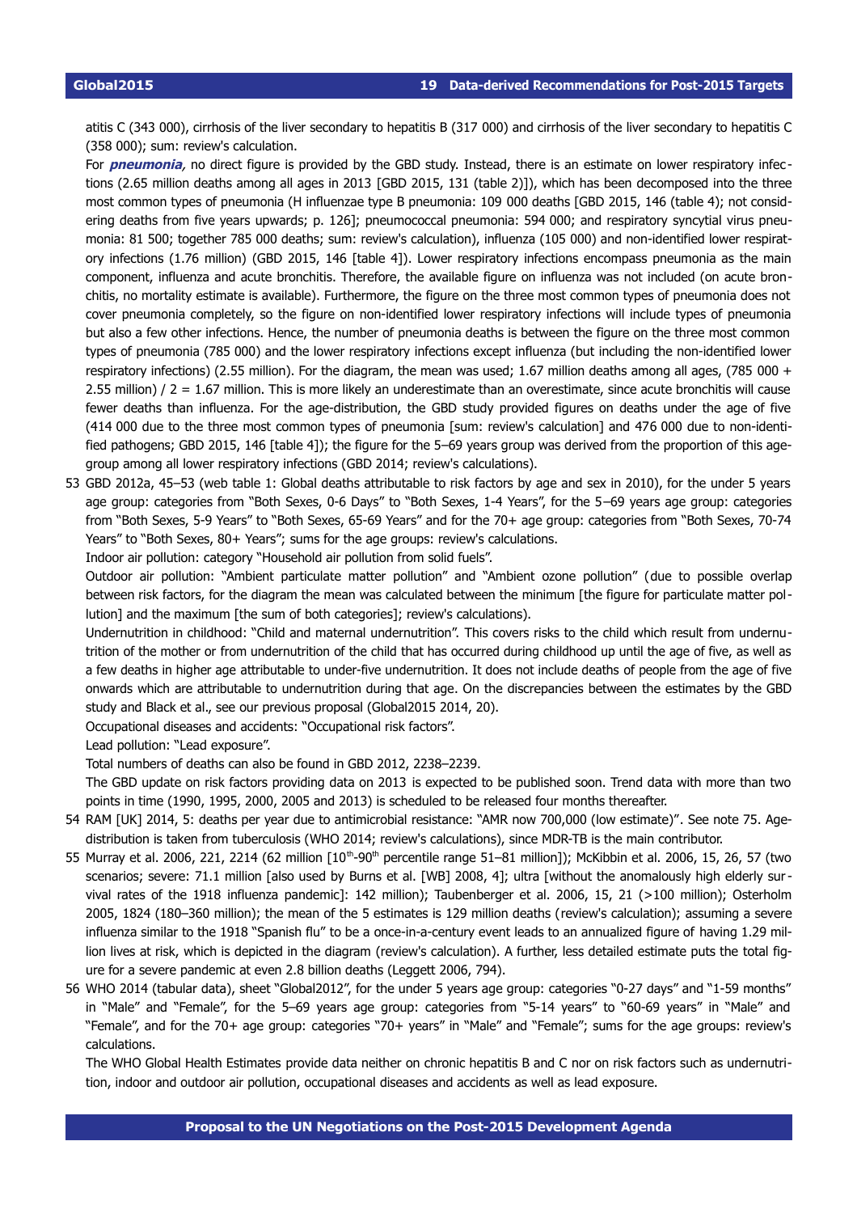atitis C (343 000), cirrhosis of the liver secondary to hepatitis B (317 000) and cirrhosis of the liver secondary to hepatitis C (358 000); sum: review's calculation.

For ***pneumonia***, no direct figure is provided by the GBD study. Instead, there is an estimate on lower respiratory infections (2.65 million deaths among all ages in 2013 [GBD 2015, 131 (table 2)]), which has been decomposed into the three most common types of pneumonia (H influenzae type B pneumonia: 109 000 deaths [GBD 2015, 146 (table 4); not considering deaths from five years upwards; p. 126]; pneumococcal pneumonia: 594 000; and respiratory syncytial virus pneumonia: 81 500; together 785 000 deaths; sum: review's calculation), influenza (105 000) and non-identified lower respiratory infections (1.76 million) (GBD 2015, 146 [table 4]). Lower respiratory infections encompass pneumonia as the main component, influenza and acute bronchitis. Therefore, the available figure on influenza was not included (on acute bronchitis, no mortality estimate is available). Furthermore, the figure on the three most common types of pneumonia does not cover pneumonia completely, so the figure on non-identified lower respiratory infections will include types of pneumonia but also a few other infections. Hence, the number of pneumonia deaths is between the figure on the three most common types of pneumonia (785 000) and the lower respiratory infections except influenza (but including the non-identified lower respiratory infections) (2.55 million). For the diagram, the mean was used; 1.67 million deaths among all ages, (785 000 + 2.55 million) / 2 = 1.67 million. This is more likely an underestimate than an overestimate, since acute bronchitis will cause fewer deaths than influenza. For the age-distribution, the GBD study provided figures on deaths under the age of five (414 000 due to the three most common types of pneumonia [sum: review's calculation] and 476 000 due to non-identified pathogens; GBD 2015, 146 [table 4]); the figure for the 5–69 years group was derived from the proportion of this age-group among all lower respiratory infections (GBD 2014; review's calculations).

53 GBD 2012a, 45–53 (web table 1: Global deaths attributable to risk factors by age and sex in 2010), for the under 5 years age group: categories from "Both Sexes, 0-6 Days" to "Both Sexes, 1-4 Years", for the 5–69 years age group: categories from "Both Sexes, 5-9 Years" to "Both Sexes, 65-69 Years" and for the 70+ age group: categories from "Both Sexes, 70-74 Years" to "Both Sexes, 80+ Years"; sums for the age groups: review's calculations.

Indoor air pollution: category "Household air pollution from solid fuels".

Outdoor air pollution: "Ambient particulate matter pollution" and "Ambient ozone pollution" (due to possible overlap between risk factors, for the diagram the mean was calculated between the minimum [the figure for particulate matter pollution] and the maximum [the sum of both categories]; review's calculations).

Undernutrition in childhood: "Child and maternal undernutrition". This covers risks to the child which result from undernutrition of the mother or from undernutrition of the child that has occurred during childhood up until the age of five, as well as a few deaths in higher age attributable to under-five undernutrition. It does not include deaths of people from the age of five onwards which are attributable to undernutrition during that age. On the discrepancies between the estimates by the GBD study and Black et al., see our previous proposal (Global2015 2014, 20).

Occupational diseases and accidents: "Occupational risk factors".

Lead pollution: "Lead exposure".

Total numbers of deaths can also be found in GBD 2012, 2238–2239.

The GBD update on risk factors providing data on 2013 is expected to be published soon. Trend data with more than two points in time (1990, 1995, 2000, 2005 and 2013) is scheduled to be released four months thereafter.

54 RAM [UK] 2014, 5: deaths per year due to antimicrobial resistance: "AMR now 700,000 (low estimate)". See note 75. Age-distribution is taken from tuberculosis (WHO 2014; review's calculations), since MDR-TB is the main contributor.

55 Murray et al. 2006, 221, 2214 (62 million [10th-90th percentile range 51–81 million]); McKibbin et al. 2006, 15, 26, 57 (two scenarios; severe: 71.1 million [also used by Burns et al. [WB] 2008, 4]; ultra [without the anomalously high elderly survival rates of the 1918 influenza pandemic]: 142 million); Taubenberger et al. 2006, 15, 21 (>100 million); Osterholm 2005, 1824 (180–360 million); the mean of the 5 estimates is 129 million deaths (review's calculation); assuming a severe influenza similar to the 1918 "Spanish flu" to be a once-in-a-century event leads to an annualized figure of having 1.29 million lives at risk, which is depicted in the diagram (review's calculation). A further, less detailed estimate puts the total figure for a severe pandemic at even 2.8 billion deaths (Leggett 2006, 794).

56 WHO 2014 (tabular data), sheet "Global2012", for the under 5 years age group: categories "0-27 days" and "1-59 months" in "Male" and "Female", for the 5–69 years age group: categories from "5-14 years" to "60-69 years" in "Male" and "Female", and for the 70+ age group: categories "70+ years" in "Male" and "Female"; sums for the age groups: review's calculations.

The WHO Global Health Estimates provide data neither on chronic hepatitis B and C nor on risk factors such as undernutrition, indoor and outdoor air pollution, occupational diseases and accidents as well as lead exposure.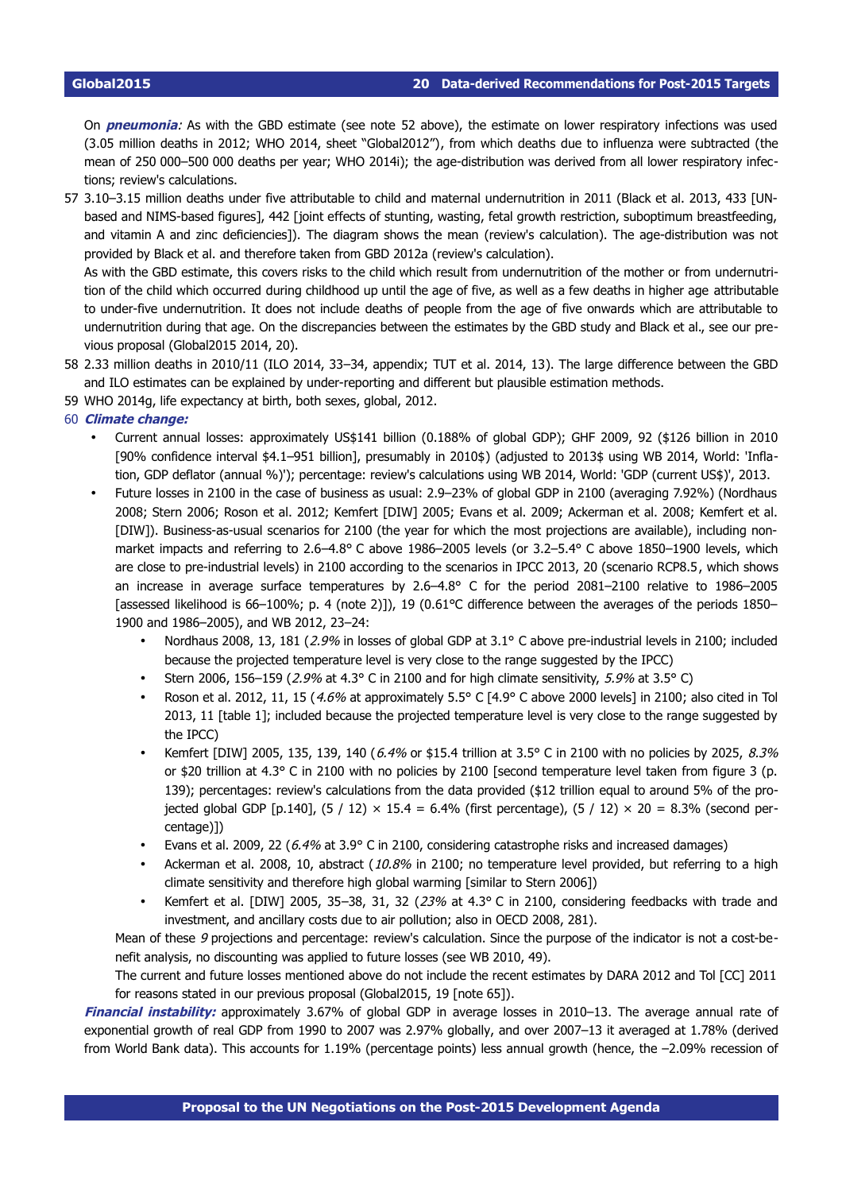On ***pneumonia**:* As with the GBD estimate (see note 52 above), the estimate on lower respiratory infections was used (3.05 million deaths in 2012; WHO 2014, sheet "Global2012"), from which deaths due to influenza were subtracted (the mean of 250 000–500 000 deaths per year; WHO 2014i); the age-distribution was derived from all lower respiratory infections; review's calculations.

57 3.10–3.15 million deaths under five attributable to child and maternal undernutrition in 2011 (Black et al. 2013, 433 [UN-based and NIMS-based figures], 442 [joint effects of stunting, wasting, fetal growth restriction, suboptimum breastfeeding, and vitamin A and zinc deficiencies]). The diagram shows the mean (review's calculation). The age-distribution was not provided by Black et al. and therefore taken from GBD 2012a (review's calculation).
As with the GBD estimate, this covers risks to the child which result from undernutrition of the mother or from undernutrition of the child which occurred during childhood up until the age of five, as well as a few deaths in higher age attributable to under-five undernutrition. It does not include deaths of people from the age of five onwards which are attributable to undernutrition during that age. On the discrepancies between the estimates by the GBD study and Black et al., see our previous proposal (Global2015 2014, 20).

58 2.33 million deaths in 2010/11 (ILO 2014, 33–34, appendix; TUT et al. 2014, 13). The large difference between the GBD and ILO estimates can be explained by under-reporting and different but plausible estimation methods.

59 WHO 2014g, life expectancy at birth, both sexes, global, 2012.

60 ***Climate change:***

- Current annual losses: approximately US$141 billion (0.188% of global GDP); GHF 2009, 92 ($126 billion in 2010 [90% confidence interval $4.1–951 billion], presumably in 2010$) (adjusted to 2013$ using WB 2014, World: 'Inflation, GDP deflator (annual %)'); percentage: review's calculations using WB 2014, World: 'GDP (current US$)', 2013.
- Future losses in 2100 in the case of business as usual: 2.9–23% of global GDP in 2100 (averaging 7.92%) (Nordhaus 2008; Stern 2006; Roson et al. 2012; Kemfert [DIW] 2005; Evans et al. 2009; Ackerman et al. 2008; Kemfert et al. [DIW]). Business-as-usual scenarios for 2100 (the year for which the most projections are available), including non-market impacts and referring to 2.6–4.8° C above 1986–2005 levels (or 3.2–5.4° C above 1850–1900 levels, which are close to pre-industrial levels) in 2100 according to the scenarios in IPCC 2013, 20 (scenario RCP8.5, which shows an increase in average surface temperatures by 2.6–4.8° C for the period 2081–2100 relative to 1986–2005 [assessed likelihood is 66–100%; p. 4 (note 2)]), 19 (0.61°C difference between the averages of the periods 1850–1900 and 1986–2005), and WB 2012, 23–24:
  - Nordhaus 2008, 13, 181 (*2.9%* in losses of global GDP at 3.1° C above pre-industrial levels in 2100; included because the projected temperature level is very close to the range suggested by the IPCC)
  - Stern 2006, 156–159 (*2.9%* at 4.3° C in 2100 and for high climate sensitivity, *5.9%* at 3.5° C)
  - Roson et al. 2012, 11, 15 (*4.6%* at approximately 5.5° C [4.9° C above 2000 levels] in 2100; also cited in Tol 2013, 11 [table 1]; included because the projected temperature level is very close to the range suggested by the IPCC)
  - Kemfert [DIW] 2005, 135, 139, 140 (*6.4%* or $15.4 trillion at 3.5° C in 2100 with no policies by 2025, *8.3%* or $20 trillion at 4.3° C in 2100 with no policies by 2100 [second temperature level taken from figure 3 (p. 139); percentages: review's calculations from the data provided ($12 trillion equal to around 5% of the projected global GDP [p.140], (5 / 12) × 15.4 = 6.4% (first percentage), (5 / 12) × 20 = 8.3% (second percentage)])
  - Evans et al. 2009, 22 (*6.4%* at 3.9° C in 2100, considering catastrophe risks and increased damages)
  - Ackerman et al. 2008, 10, abstract (*10.8%* in 2100; no temperature level provided, but referring to a high climate sensitivity and therefore high global warming [similar to Stern 2006])
  - Kemfert et al. [DIW] 2005, 35–38, 31, 32 (*23%* at 4.3° C in 2100, considering feedbacks with trade and investment, and ancillary costs due to air pollution; also in OECD 2008, 281).

  Mean of these *9* projections and percentage: review's calculation. Since the purpose of the indicator is not a cost-benefit analysis, no discounting was applied to future losses (see WB 2010, 49).
  The current and future losses mentioned above do not include the recent estimates by DARA 2012 and Tol [CC] 2011 for reasons stated in our previous proposal (Global2015, 19 [note 65]).

***Financial instability:*** approximately 3.67% of global GDP in average losses in 2010–13. The average annual rate of exponential growth of real GDP from 1990 to 2007 was 2.97% globally, and over 2007–13 it averaged at 1.78% (derived from World Bank data). This accounts for 1.19% (percentage points) less annual growth (hence, the –2.09% recession of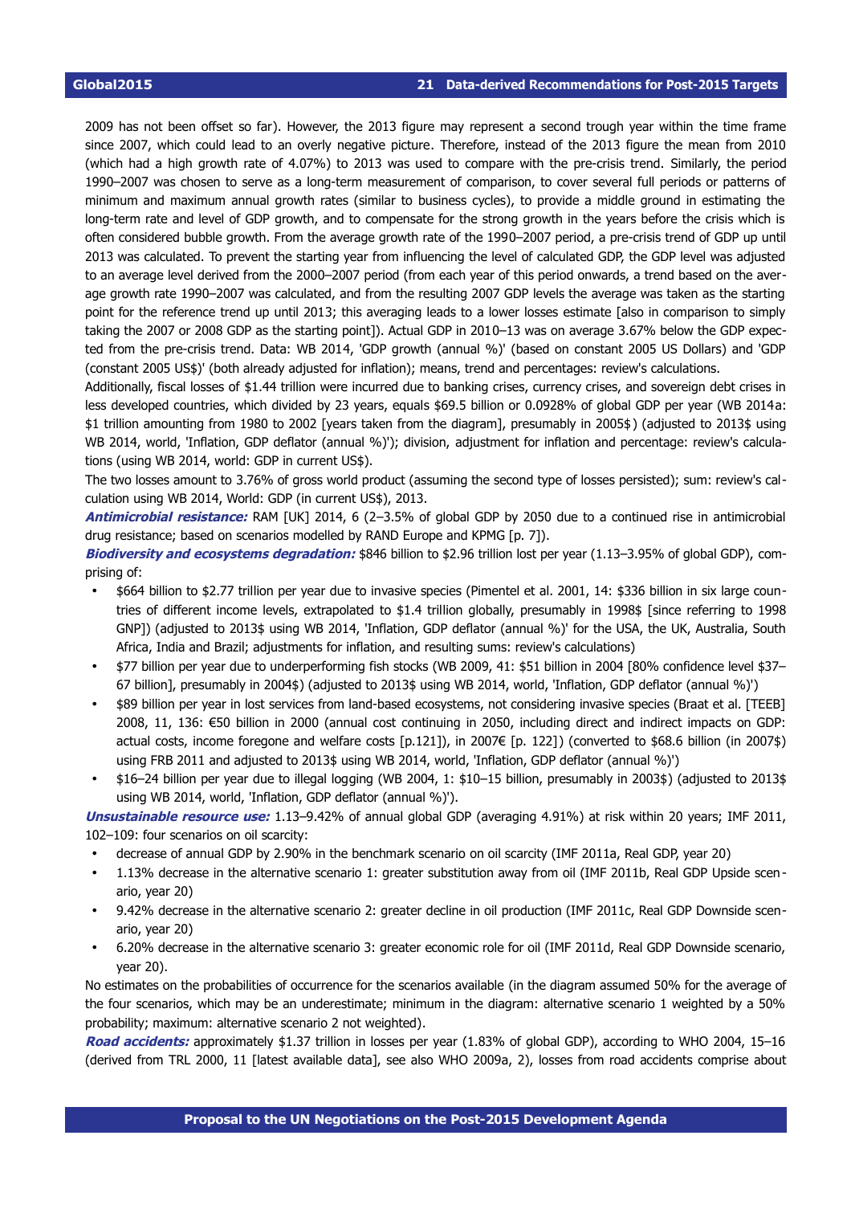2009 has not been offset so far). However, the 2013 figure may represent a second trough year within the time frame since 2007, which could lead to an overly negative picture. Therefore, instead of the 2013 figure the mean from 2010 (which had a high growth rate of 4.07%) to 2013 was used to compare with the pre-crisis trend. Similarly, the period 1990–2007 was chosen to serve as a long-term measurement of comparison, to cover several full periods or patterns of minimum and maximum annual growth rates (similar to business cycles), to provide a middle ground in estimating the long-term rate and level of GDP growth, and to compensate for the strong growth in the years before the crisis which is often considered bubble growth. From the average growth rate of the 1990–2007 period, a pre-crisis trend of GDP up until 2013 was calculated. To prevent the starting year from influencing the level of calculated GDP, the GDP level was adjusted to an average level derived from the 2000–2007 period (from each year of this period onwards, a trend based on the average growth rate 1990–2007 was calculated, and from the resulting 2007 GDP levels the average was taken as the starting point for the reference trend up until 2013; this averaging leads to a lower losses estimate [also in comparison to simply taking the 2007 or 2008 GDP as the starting point]). Actual GDP in 2010–13 was on average 3.67% below the GDP expected from the pre-crisis trend. Data: WB 2014, 'GDP growth (annual %)' (based on constant 2005 US Dollars) and 'GDP (constant 2005 US$)' (both already adjusted for inflation); means, trend and percentages: review's calculations.

Additionally, fiscal losses of $1.44 trillion were incurred due to banking crises, currency crises, and sovereign debt crises in less developed countries, which divided by 23 years, equals $69.5 billion or 0.0928% of global GDP per year (WB 2014a: $1 trillion amounting from 1980 to 2002 [years taken from the diagram], presumably in 2005$) (adjusted to 2013$ using WB 2014, world, 'Inflation, GDP deflator (annual %)'); division, adjustment for inflation and percentage: review's calculations (using WB 2014, world: GDP in current US$).

The two losses amount to 3.76% of gross world product (assuming the second type of losses persisted); sum: review's calculation using WB 2014, World: GDP (in current US$), 2013.

***Antimicrobial resistance:*** RAM [UK] 2014, 6 (2–3.5% of global GDP by 2050 due to a continued rise in antimicrobial drug resistance; based on scenarios modelled by RAND Europe and KPMG [p. 7]).

***Biodiversity and ecosystems degradation:*** $846 billion to $2.96 trillion lost per year (1.13–3.95% of global GDP), comprising of:

- $664 billion to $2.77 trillion per year due to invasive species (Pimentel et al. 2001, 14: $336 billion in six large countries of different income levels, extrapolated to $1.4 trillion globally, presumably in 1998$ [since referring to 1998 GNP]) (adjusted to 2013$ using WB 2014, 'Inflation, GDP deflator (annual %)' for the USA, the UK, Australia, South Africa, India and Brazil; adjustments for inflation, and resulting sums: review's calculations)
- $77 billion per year due to underperforming fish stocks (WB 2009, 41: $51 billion in 2004 [80% confidence level $37–67 billion], presumably in 2004$) (adjusted to 2013$ using WB 2014, world, 'Inflation, GDP deflator (annual %)')
- $89 billion per year in lost services from land-based ecosystems, not considering invasive species (Braat et al. [TEEB] 2008, 11, 136: €50 billion in 2000 (annual cost continuing in 2050, including direct and indirect impacts on GDP: actual costs, income foregone and welfare costs [p.121]), in 2007€ [p. 122]) (converted to $68.6 billion (in 2007$) using FRB 2011 and adjusted to 2013$ using WB 2014, world, 'Inflation, GDP deflator (annual %)')
- $16–24 billion per year due to illegal logging (WB 2004, 1: $10–15 billion, presumably in 2003$) (adjusted to 2013$ using WB 2014, world, 'Inflation, GDP deflator (annual %)').

***Unsustainable resource use:*** 1.13–9.42% of annual global GDP (averaging 4.91%) at risk within 20 years; IMF 2011, 102–109: four scenarios on oil scarcity:

- decrease of annual GDP by 2.90% in the benchmark scenario on oil scarcity (IMF 2011a, Real GDP, year 20)
- 1.13% decrease in the alternative scenario 1: greater substitution away from oil (IMF 2011b, Real GDP Upside scenario, year 20)
- 9.42% decrease in the alternative scenario 2: greater decline in oil production (IMF 2011c, Real GDP Downside scenario, year 20)
- 6.20% decrease in the alternative scenario 3: greater economic role for oil (IMF 2011d, Real GDP Downside scenario, year 20).

No estimates on the probabilities of occurrence for the scenarios available (in the diagram assumed 50% for the average of the four scenarios, which may be an underestimate; minimum in the diagram: alternative scenario 1 weighted by a 50% probability; maximum: alternative scenario 2 not weighted).

***Road accidents:*** approximately $1.37 trillion in losses per year (1.83% of global GDP), according to WHO 2004, 15–16 (derived from TRL 2000, 11 [latest available data], see also WHO 2009a, 2), losses from road accidents comprise about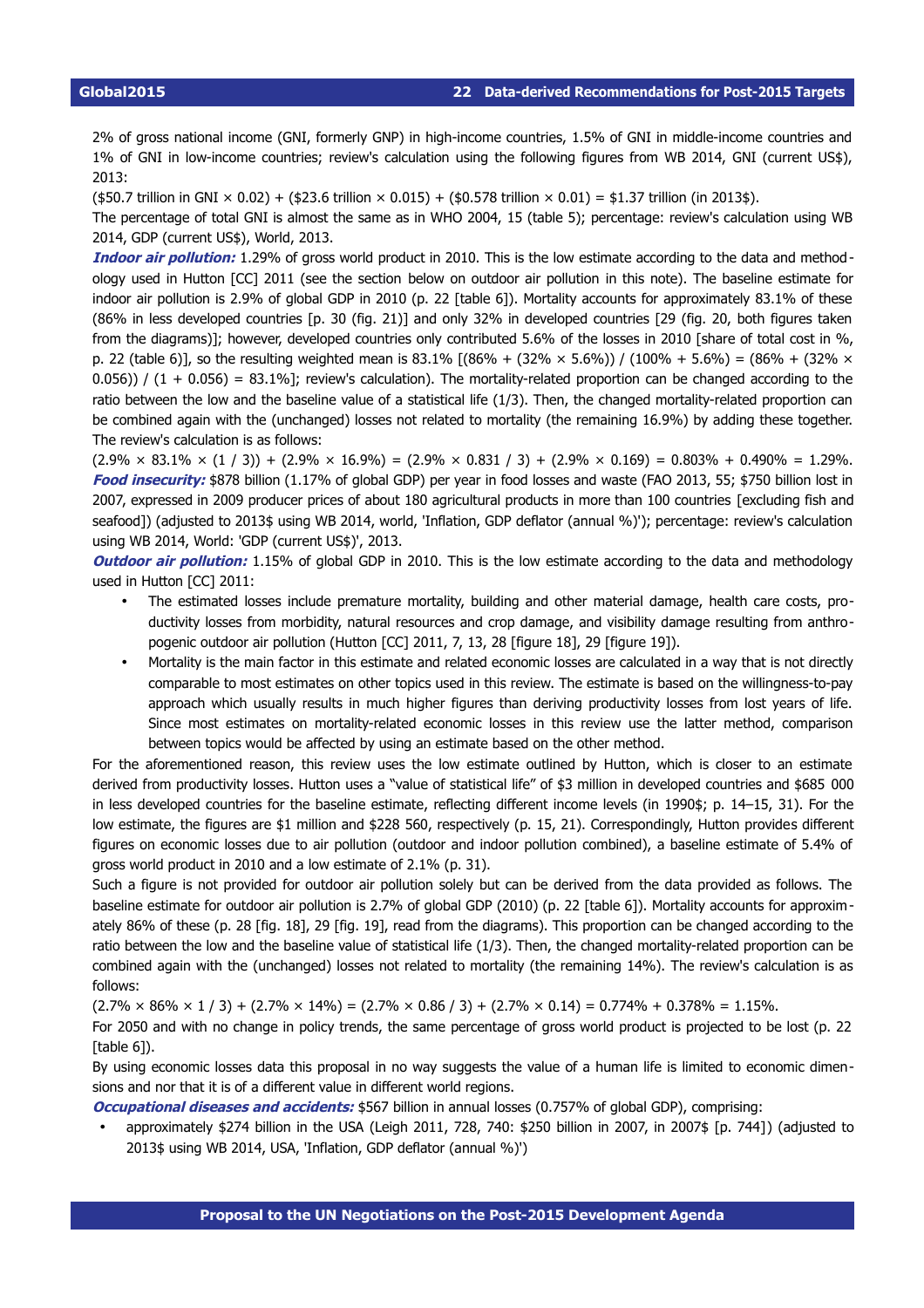2% of gross national income (GNI, formerly GNP) in high-income countries, 1.5% of GNI in middle-income countries and 1% of GNI in low-income countries; review's calculation using the following figures from WB 2014, GNI (current US$), 2013:

($50.7 trillion in GNI × 0.02) + ($23.6 trillion × 0.015) + ($0.578 trillion × 0.01) = $1.37 trillion (in 2013$).

The percentage of total GNI is almost the same as in WHO 2004, 15 (table 5); percentage: review's calculation using WB 2014, GDP (current US$), World, 2013.

***Indoor air pollution:*** 1.29% of gross world product in 2010. This is the low estimate according to the data and methodology used in Hutton [CC] 2011 (see the section below on outdoor air pollution in this note). The baseline estimate for indoor air pollution is 2.9% of global GDP in 2010 (p. 22 [table 6]). Mortality accounts for approximately 83.1% of these (86% in less developed countries [p. 30 (fig. 21)] and only 32% in developed countries [29 (fig. 20, both figures taken from the diagrams)]; however, developed countries only contributed 5.6% of the losses in 2010 [share of total cost in %, p. 22 (table 6)], so the resulting weighted mean is 83.1% [(86% + (32% × 5.6%)) / (100% + 5.6%) = (86% + (32% × 0.056)) / (1 + 0.056) = 83.1%]; review's calculation). The mortality-related proportion can be changed according to the ratio between the low and the baseline value of a statistical life (1/3). Then, the changed mortality-related proportion can be combined again with the (unchanged) losses not related to mortality (the remaining 16.9%) by adding these together. The review's calculation is as follows:

(2.9% × 83.1% × (1 / 3)) + (2.9% × 16.9%) = (2.9% × 0.831 / 3) + (2.9% × 0.169) = 0.803% + 0.490% = 1.29%.

***Food insecurity:*** $878 billion (1.17% of global GDP) per year in food losses and waste (FAO 2013, 55; $750 billion lost in 2007, expressed in 2009 producer prices of about 180 agricultural products in more than 100 countries [excluding fish and seafood]) (adjusted to 2013$ using WB 2014, world, 'Inflation, GDP deflator (annual %)'); percentage: review's calculation using WB 2014, World: 'GDP (current US$)', 2013.

***Outdoor air pollution:*** 1.15% of global GDP in 2010. This is the low estimate according to the data and methodology used in Hutton [CC] 2011:

- The estimated losses include premature mortality, building and other material damage, health care costs, productivity losses from morbidity, natural resources and crop damage, and visibility damage resulting from anthropogenic outdoor air pollution (Hutton [CC] 2011, 7, 13, 28 [figure 18], 29 [figure 19]).
- Mortality is the main factor in this estimate and related economic losses are calculated in a way that is not directly comparable to most estimates on other topics used in this review. The estimate is based on the willingness-to-pay approach which usually results in much higher figures than deriving productivity losses from lost years of life. Since most estimates on mortality-related economic losses in this review use the latter method, comparison between topics would be affected by using an estimate based on the other method.

For the aforementioned reason, this review uses the low estimate outlined by Hutton, which is closer to an estimate derived from productivity losses. Hutton uses a "value of statistical life" of $3 million in developed countries and $685 000 in less developed countries for the baseline estimate, reflecting different income levels (in 1990$; p. 14–15, 31). For the low estimate, the figures are $1 million and $228 560, respectively (p. 15, 21). Correspondingly, Hutton provides different figures on economic losses due to air pollution (outdoor and indoor pollution combined), a baseline estimate of 5.4% of gross world product in 2010 and a low estimate of 2.1% (p. 31).

Such a figure is not provided for outdoor air pollution solely but can be derived from the data provided as follows. The baseline estimate for outdoor air pollution is 2.7% of global GDP (2010) (p. 22 [table 6]). Mortality accounts for approximately 86% of these (p. 28 [fig. 18], 29 [fig. 19], read from the diagrams). This proportion can be changed according to the ratio between the low and the baseline value of statistical life (1/3). Then, the changed mortality-related proportion can be combined again with the (unchanged) losses not related to mortality (the remaining 14%). The review's calculation is as follows:

(2.7% × 86% × 1 / 3) + (2.7% × 14%) = (2.7% × 0.86 / 3) + (2.7% × 0.14) = 0.774% + 0.378% = 1.15%.

For 2050 and with no change in policy trends, the same percentage of gross world product is projected to be lost (p. 22 [table 6]).

By using economic losses data this proposal in no way suggests the value of a human life is limited to economic dimensions and nor that it is of a different value in different world regions.

***Occupational diseases and accidents:*** $567 billion in annual losses (0.757% of global GDP), comprising:

- approximately $274 billion in the USA (Leigh 2011, 728, 740: $250 billion in 2007, in 2007$ [p. 744]) (adjusted to 2013$ using WB 2014, USA, 'Inflation, GDP deflator (annual %)')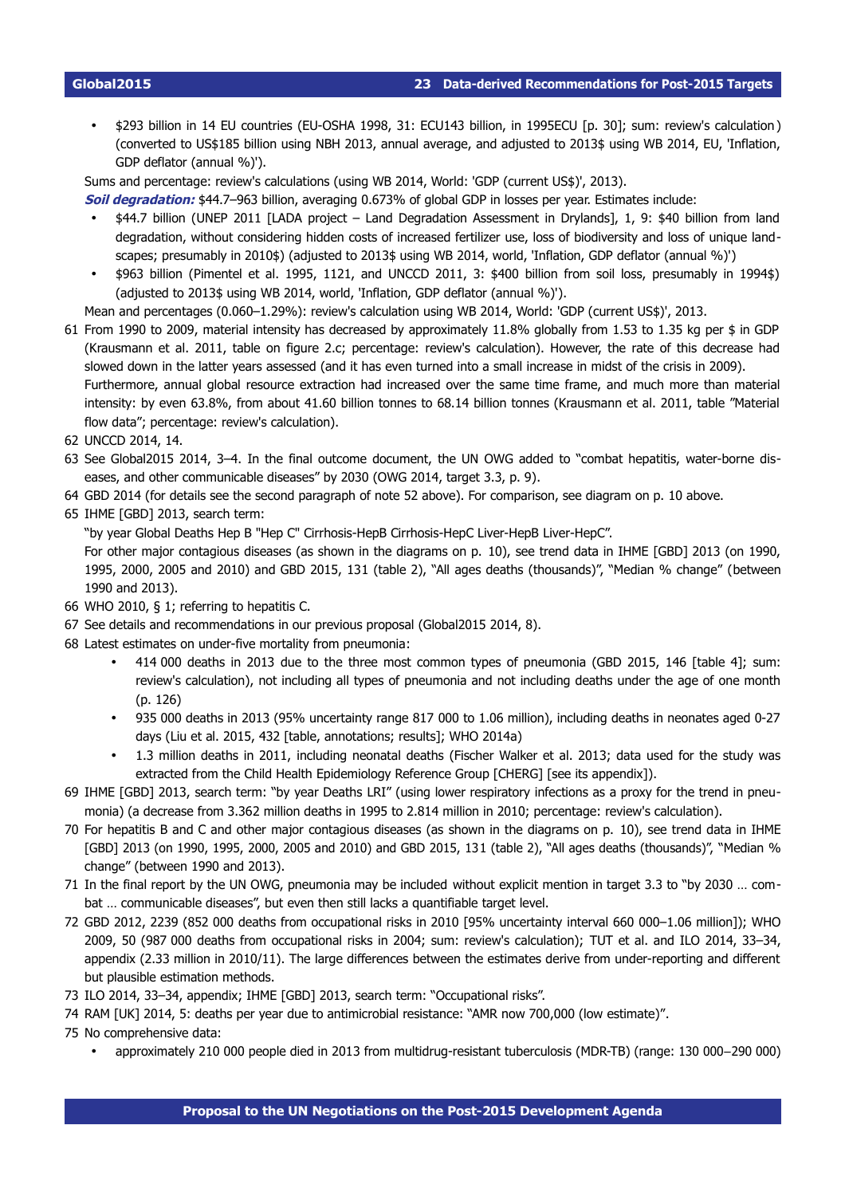- $293 billion in 14 EU countries (EU-OSHA 1998, 31: ECU143 billion, in 1995ECU [p. 30]; sum: review's calculation) (converted to US$185 billion using NBH 2013, annual average, and adjusted to 2013$ using WB 2014, EU, 'Inflation, GDP deflator (annual %)').

Sums and percentage: review's calculations (using WB 2014, World: 'GDP (current US$)', 2013).

***Soil degradation:*** $44.7–963 billion, averaging 0.673% of global GDP in losses per year. Estimates include:

- $44.7 billion (UNEP 2011 [LADA project – Land Degradation Assessment in Drylands], 1, 9: $40 billion from land degradation, without considering hidden costs of increased fertilizer use, loss of biodiversity and loss of unique landscapes; presumably in 2010$) (adjusted to 2013$ using WB 2014, world, 'Inflation, GDP deflator (annual %)')
- $963 billion (Pimentel et al. 1995, 1121, and UNCCD 2011, 3: $400 billion from soil loss, presumably in 1994$) (adjusted to 2013$ using WB 2014, world, 'Inflation, GDP deflator (annual %)').

Mean and percentages (0.060–1.29%): review's calculation using WB 2014, World: 'GDP (current US$)', 2013.

61 From 1990 to 2009, material intensity has decreased by approximately 11.8% globally from 1.53 to 1.35 kg per $ in GDP (Krausmann et al. 2011, table on figure 2.c; percentage: review's calculation). However, the rate of this decrease had slowed down in the latter years assessed (and it has even turned into a small increase in midst of the crisis in 2009). Furthermore, annual global resource extraction had increased over the same time frame, and much more than material intensity: by even 63.8%, from about 41.60 billion tonnes to 68.14 billion tonnes (Krausmann et al. 2011, table "Material flow data"; percentage: review's calculation).

62 UNCCD 2014, 14.

63 See Global2015 2014, 3–4. In the final outcome document, the UN OWG added to "combat hepatitis, water-borne diseases, and other communicable diseases" by 2030 (OWG 2014, target 3.3, p. 9).

64 GBD 2014 (for details see the second paragraph of note 52 above). For comparison, see diagram on p. 10 above.

65 IHME [GBD] 2013, search term:
"by year Global Deaths Hep B "Hep C" Cirrhosis-HepB Cirrhosis-HepC Liver-HepB Liver-HepC".
For other major contagious diseases (as shown in the diagrams on p. 10), see trend data in IHME [GBD] 2013 (on 1990, 1995, 2000, 2005 and 2010) and GBD 2015, 131 (table 2), "All ages deaths (thousands)", "Median % change" (between 1990 and 2013).

66 WHO 2010, § 1; referring to hepatitis C.

67 See details and recommendations in our previous proposal (Global2015 2014, 8).

68 Latest estimates on under-five mortality from pneumonia:
- 414 000 deaths in 2013 due to the three most common types of pneumonia (GBD 2015, 146 [table 4]; sum: review's calculation), not including all types of pneumonia and not including deaths under the age of one month (p. 126)
- 935 000 deaths in 2013 (95% uncertainty range 817 000 to 1.06 million), including deaths in neonates aged 0-27 days (Liu et al. 2015, 432 [table, annotations; results]; WHO 2014a)
- 1.3 million deaths in 2011, including neonatal deaths (Fischer Walker et al. 2013; data used for the study was extracted from the Child Health Epidemiology Reference Group [CHERG] [see its appendix]).

69 IHME [GBD] 2013, search term: "by year Deaths LRI" (using lower respiratory infections as a proxy for the trend in pneumonia) (a decrease from 3.362 million deaths in 1995 to 2.814 million in 2010; percentage: review's calculation).

70 For hepatitis B and C and other major contagious diseases (as shown in the diagrams on p. 10), see trend data in IHME [GBD] 2013 (on 1990, 1995, 2000, 2005 and 2010) and GBD 2015, 131 (table 2), "All ages deaths (thousands)", "Median % change" (between 1990 and 2013).

71 In the final report by the UN OWG, pneumonia may be included without explicit mention in target 3.3 to "by 2030 … combat … communicable diseases", but even then still lacks a quantifiable target level.

72 GBD 2012, 2239 (852 000 deaths from occupational risks in 2010 [95% uncertainty interval 660 000–1.06 million]); WHO 2009, 50 (987 000 deaths from occupational risks in 2004; sum: review's calculation); TUT et al. and ILO 2014, 33–34, appendix (2.33 million in 2010/11). The large differences between the estimates derive from under-reporting and different but plausible estimation methods.

73 ILO 2014, 33–34, appendix; IHME [GBD] 2013, search term: "Occupational risks".

74 RAM [UK] 2014, 5: deaths per year due to antimicrobial resistance: "AMR now 700,000 (low estimate)".

75 No comprehensive data:
- approximately 210 000 people died in 2013 from multidrug-resistant tuberculosis (MDR-TB) (range: 130 000–290 000)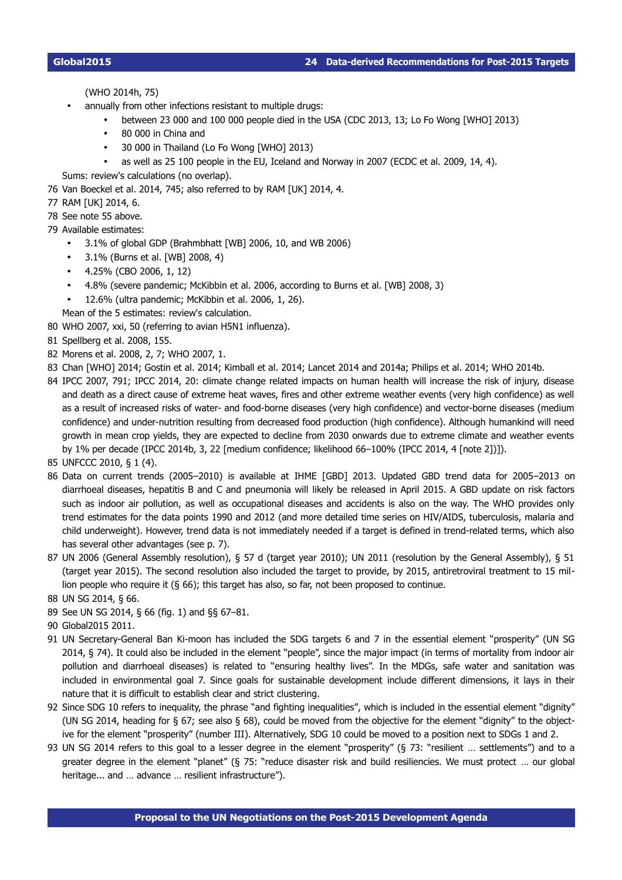(WHO 2014h, 75)

- annually from other infections resistant to multiple drugs:
  - between 23 000 and 100 000 people died in the USA (CDC 2013, 13; Lo Fo Wong [WHO] 2013)
  - 80 000 in China and
  - 30 000 in Thailand (Lo Fo Wong [WHO] 2013)
  - as well as 25 100 people in the EU, Iceland and Norway in 2007 (ECDC et al. 2009, 14, 4).

Sums: review's calculations (no overlap).

76 Van Boeckel et al. 2014, 745; also referred to by RAM [UK] 2014, 4.

77 RAM [UK] 2014, 6.

78 See note 55 above.

79 Available estimates:

- 3.1% of global GDP (Brahmbhatt [WB] 2006, 10, and WB 2006)
- 3.1% (Burns et al. [WB] 2008, 4)
- 4.25% (CBO 2006, 1, 12)
- 4.8% (severe pandemic; McKibbin et al. 2006, according to Burns et al. [WB] 2008, 3)
- 12.6% (ultra pandemic; McKibbin et al. 2006, 1, 26).

Mean of the 5 estimates: review's calculation.

80 WHO 2007, xxi, 50 (referring to avian H5N1 influenza).

81 Spellberg et al. 2008, 155.

82 Morens et al. 2008, 2, 7; WHO 2007, 1.

83 Chan [WHO] 2014; Gostin et al. 2014; Kimball et al. 2014; Lancet 2014 and 2014a; Philips et al. 2014; WHO 2014b.

84 IPCC 2007, 791; IPCC 2014, 20: climate change related impacts on human health will increase the risk of injury, disease and death as a direct cause of extreme heat waves, fires and other extreme weather events (very high confidence) as well as a result of increased risks of water- and food-borne diseases (very high confidence) and vector-borne diseases (medium confidence) and under-nutrition resulting from decreased food production (high confidence). Although humankind will need growth in mean crop yields, they are expected to decline from 2030 onwards due to extreme climate and weather events by 1% per decade (IPCC 2014b, 3, 22 [medium confidence; likelihood 66–100% (IPCC 2014, 4 [note 2])]).

85 UNFCCC 2010, § 1 (4).

86 Data on current trends (2005–2010) is available at IHME [GBD] 2013. Updated GBD trend data for 2005–2013 on diarrhoeal diseases, hepatitis B and C and pneumonia will likely be released in April 2015. A GBD update on risk factors such as indoor air pollution, as well as occupational diseases and accidents is also on the way. The WHO provides only trend estimates for the data points 1990 and 2012 (and more detailed time series on HIV/AIDS, tuberculosis, malaria and child underweight). However, trend data is not immediately needed if a target is defined in trend-related terms, which also has several other advantages (see p. 7).

87 UN 2006 (General Assembly resolution), § 57 d (target year 2010); UN 2011 (resolution by the General Assembly), § 51 (target year 2015). The second resolution also included the target to provide, by 2015, antiretroviral treatment to 15 million people who require it (§ 66); this target has also, so far, not been proposed to continue.

88 UN SG 2014, § 66.

89 See UN SG 2014, § 66 (fig. 1) and §§ 67–81.

90 Global2015 2011.

91 UN Secretary-General Ban Ki-moon has included the SDG targets 6 and 7 in the essential element "prosperity" (UN SG 2014, § 74). It could also be included in the element "people", since the major impact (in terms of mortality from indoor air pollution and diarrhoeal diseases) is related to "ensuring healthy lives". In the MDGs, safe water and sanitation was included in environmental goal 7. Since goals for sustainable development include different dimensions, it lays in their nature that it is difficult to establish clear and strict clustering.

92 Since SDG 10 refers to inequality, the phrase "and fighting inequalities", which is included in the essential element "dignity" (UN SG 2014, heading for § 67; see also § 68), could be moved from the objective for the element "dignity" to the objective for the element "prosperity" (number III). Alternatively, SDG 10 could be moved to a position next to SDGs 1 and 2.

93 UN SG 2014 refers to this goal to a lesser degree in the element "prosperity" (§ 73: "resilient … settlements") and to a greater degree in the element "planet" (§ 75: "reduce disaster risk and build resiliencies. We must protect … our global heritage... and … advance … resilient infrastructure").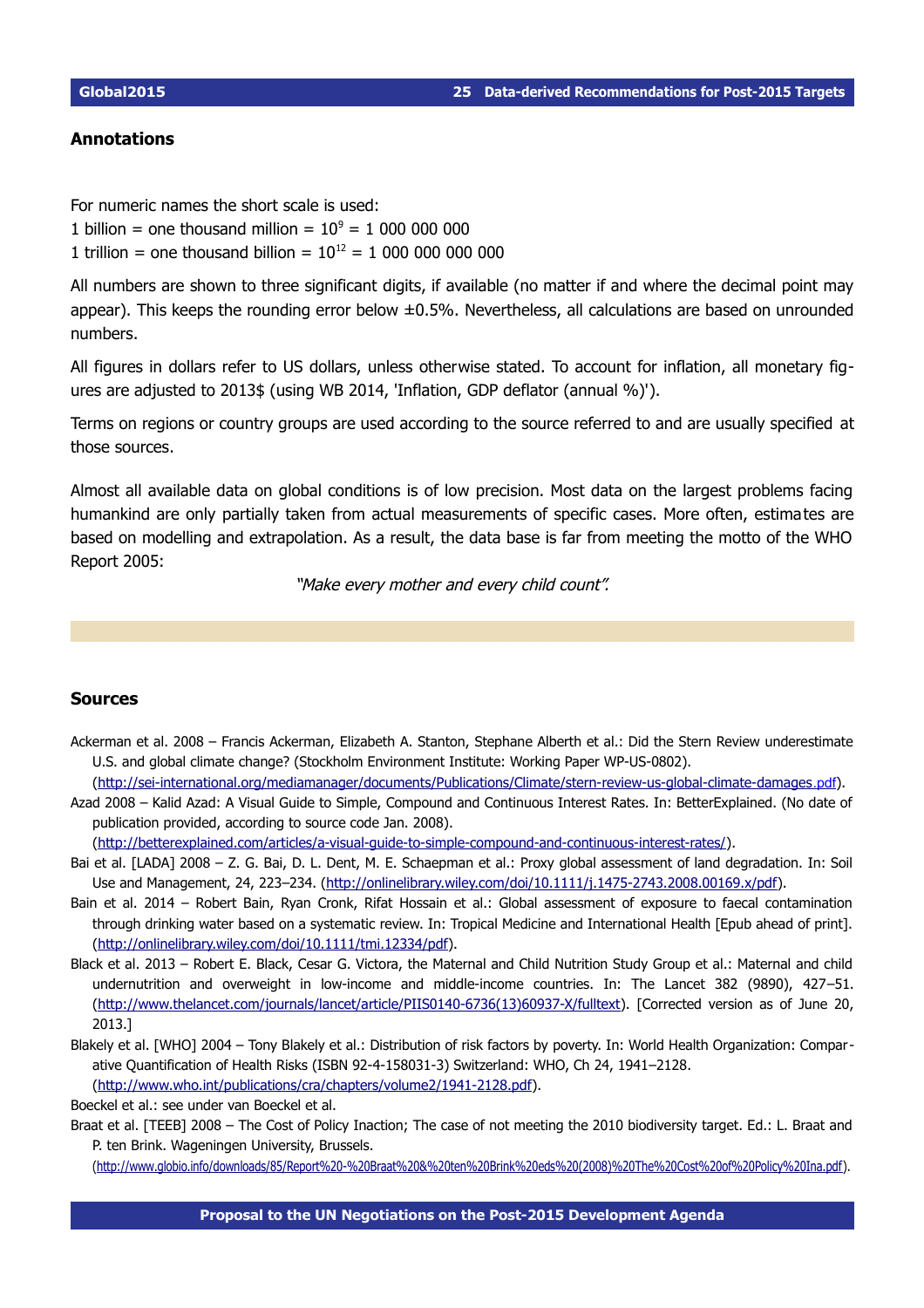## Annotations

For numeric names the short scale is used:
1 billion = one thousand million = $10^9$ = 1 000 000 000
1 trillion = one thousand billion = $10^{12}$ = 1 000 000 000 000

All numbers are shown to three significant digits, if available (no matter if and where the decimal point may appear). This keeps the rounding error below ±0.5%. Nevertheless, all calculations are based on unrounded numbers.

All figures in dollars refer to US dollars, unless otherwise stated. To account for inflation, all monetary figures are adjusted to 2013$ (using WB 2014, 'Inflation, GDP deflator (annual %)').

Terms on regions or country groups are used according to the source referred to and are usually specified at those sources.

Almost all available data on global conditions is of low precision. Most data on the largest problems facing humankind are only partially taken from actual measurements of specific cases. More often, estimates are based on modelling and extrapolation. As a result, the data base is far from meeting the motto of the WHO Report 2005:

*"Make every mother and every child count".*

## Sources

Ackerman et al. 2008 – Francis Ackerman, Elizabeth A. Stanton, Stephane Alberth et al.: Did the Stern Review underestimate U.S. and global climate change? (Stockholm Environment Institute: Working Paper WP-US-0802). (http://sei-international.org/mediamanager/documents/Publications/Climate/stern-review-us-global-climate-damages.pdf).

Azad 2008 – Kalid Azad: A Visual Guide to Simple, Compound and Continuous Interest Rates. In: BetterExplained. (No date of publication provided, according to source code Jan. 2008). (http://betterexplained.com/articles/a-visual-guide-to-simple-compound-and-continuous-interest-rates/).

Bai et al. [LADA] 2008 – Z. G. Bai, D. L. Dent, M. E. Schaepman et al.: Proxy global assessment of land degradation. In: Soil Use and Management, 24, 223–234. (http://onlinelibrary.wiley.com/doi/10.1111/j.1475-2743.2008.00169.x/pdf).

Bain et al. 2014 – Robert Bain, Ryan Cronk, Rifat Hossain et al.: Global assessment of exposure to faecal contamination through drinking water based on a systematic review. In: Tropical Medicine and International Health [Epub ahead of print]. (http://onlinelibrary.wiley.com/doi/10.1111/tmi.12334/pdf).

Black et al. 2013 – Robert E. Black, Cesar G. Victora, the Maternal and Child Nutrition Study Group et al.: Maternal and child undernutrition and overweight in low-income and middle-income countries. In: The Lancet 382 (9890), 427–51. (http://www.thelancet.com/journals/lancet/article/PIIS0140-6736(13)60937-X/fulltext). [Corrected version as of June 20, 2013.]

Blakely et al. [WHO] 2004 – Tony Blakely et al.: Distribution of risk factors by poverty. In: World Health Organization: Comparative Quantification of Health Risks (ISBN 92-4-158031-3) Switzerland: WHO, Ch 24, 1941–2128. (http://www.who.int/publications/cra/chapters/volume2/1941-2128.pdf).

Boeckel et al.: see under van Boeckel et al.

Braat et al. [TEEB] 2008 – The Cost of Policy Inaction; The case of not meeting the 2010 biodiversity target. Ed.: L. Braat and P. ten Brink. Wageningen University, Brussels. (http://www.globio.info/downloads/85/Report%20-%20Braat%20&%20ten%20Brink%20eds%20(2008)%20The%20Cost%20of%20Policy%20Ina.pdf).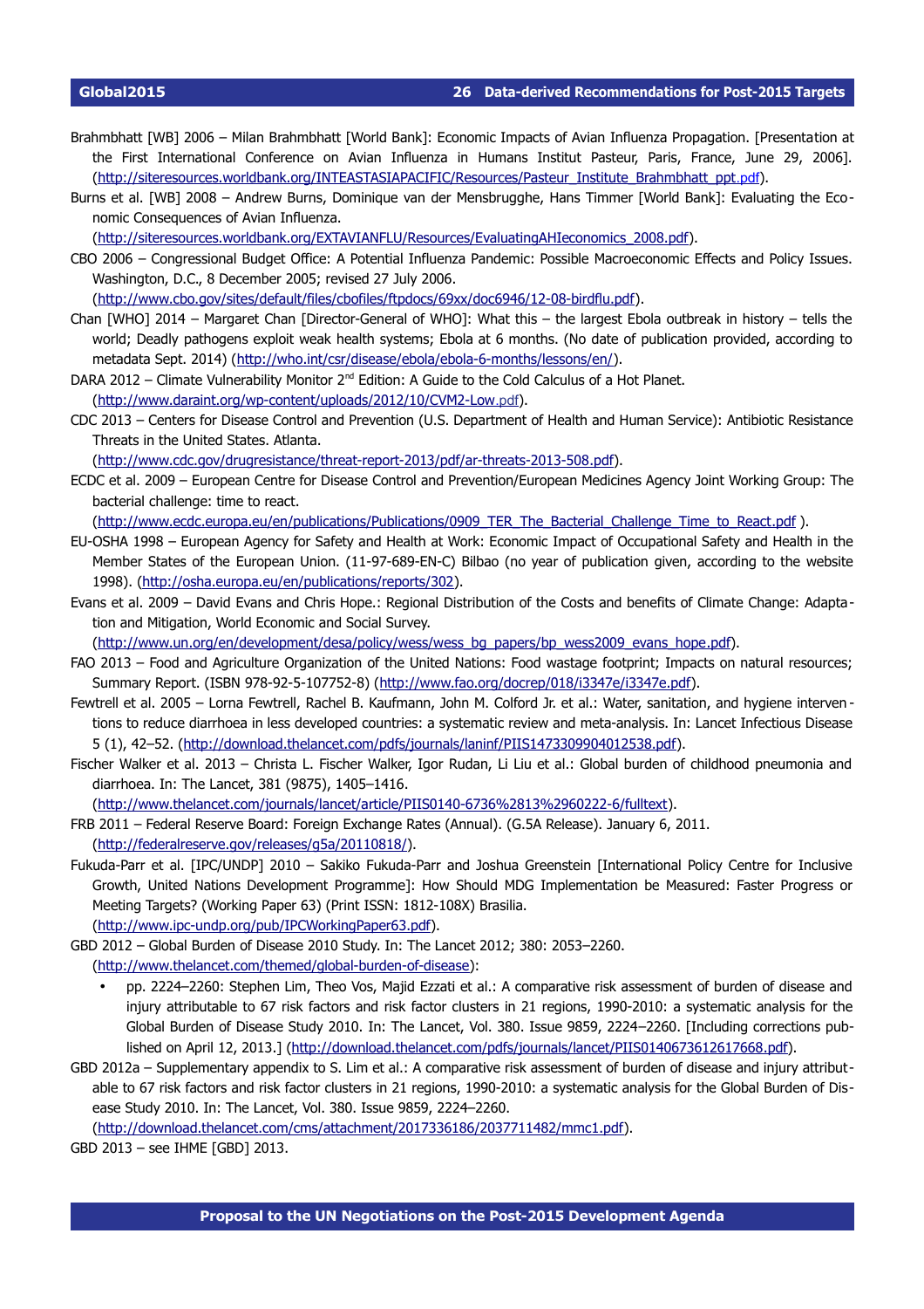Brahmbhatt [WB] 2006 – Milan Brahmbhatt [World Bank]: Economic Impacts of Avian Influenza Propagation. [Presentation at the First International Conference on Avian Influenza in Humans Institut Pasteur, Paris, France, June 29, 2006]. (http://siteresources.worldbank.org/INTEASTASIAPACIFIC/Resources/Pasteur_Institute_Brahmbhatt_ppt.pdf).

Burns et al. [WB] 2008 – Andrew Burns, Dominique van der Mensbrugghe, Hans Timmer [World Bank]: Evaluating the Economic Consequences of Avian Influenza. (http://siteresources.worldbank.org/EXTAVIANFLU/Resources/EvaluatingAHIeconomics_2008.pdf).

CBO 2006 – Congressional Budget Office: A Potential Influenza Pandemic: Possible Macroeconomic Effects and Policy Issues. Washington, D.C., 8 December 2005; revised 27 July 2006. (http://www.cbo.gov/sites/default/files/cbofiles/ftpdocs/69xx/doc6946/12-08-birdflu.pdf).

Chan [WHO] 2014 – Margaret Chan [Director-General of WHO]: What this – the largest Ebola outbreak in history – tells the world; Deadly pathogens exploit weak health systems; Ebola at 6 months. (No date of publication provided, according to metadata Sept. 2014) (http://who.int/csr/disease/ebola/ebola-6-months/lessons/en/).

DARA 2012 – Climate Vulnerability Monitor 2nd Edition: A Guide to the Cold Calculus of a Hot Planet. (http://www.daraint.org/wp-content/uploads/2012/10/CVM2-Low.pdf).

CDC 2013 – Centers for Disease Control and Prevention (U.S. Department of Health and Human Service): Antibiotic Resistance Threats in the United States. Atlanta. (http://www.cdc.gov/drugresistance/threat-report-2013/pdf/ar-threats-2013-508.pdf).

ECDC et al. 2009 – European Centre for Disease Control and Prevention/European Medicines Agency Joint Working Group: The bacterial challenge: time to react. (http://www.ecdc.europa.eu/en/publications/Publications/0909_TER_The_Bacterial_Challenge_Time_to_React.pdf ).

EU-OSHA 1998 – European Agency for Safety and Health at Work: Economic Impact of Occupational Safety and Health in the Member States of the European Union. (11-97-689-EN-C) Bilbao (no year of publication given, according to the website 1998). (http://osha.europa.eu/en/publications/reports/302).

Evans et al. 2009 – David Evans and Chris Hope.: Regional Distribution of the Costs and benefits of Climate Change: Adaptation and Mitigation, World Economic and Social Survey. (http://www.un.org/en/development/desa/policy/wess/wess_bg_papers/bp_wess2009_evans_hope.pdf).

FAO 2013 – Food and Agriculture Organization of the United Nations: Food wastage footprint; Impacts on natural resources; Summary Report. (ISBN 978-92-5-107752-8) (http://www.fao.org/docrep/018/i3347e/i3347e.pdf).

Fewtrell et al. 2005 – Lorna Fewtrell, Rachel B. Kaufmann, John M. Colford Jr. et al.: Water, sanitation, and hygiene interventions to reduce diarrhoea in less developed countries: a systematic review and meta-analysis. In: Lancet Infectious Disease 5 (1), 42–52. (http://download.thelancet.com/pdfs/journals/laninf/PIIS1473309904012538.pdf).

Fischer Walker et al. 2013 – Christa L. Fischer Walker, Igor Rudan, Li Liu et al.: Global burden of childhood pneumonia and diarrhoea. In: The Lancet, 381 (9875), 1405–1416. (http://www.thelancet.com/journals/lancet/article/PIIS0140-6736%2813%2960222-6/fulltext).

FRB 2011 – Federal Reserve Board: Foreign Exchange Rates (Annual). (G.5A Release). January 6, 2011. (http://federalreserve.gov/releases/g5a/20110818/).

Fukuda-Parr et al. [IPC/UNDP] 2010 – Sakiko Fukuda-Parr and Joshua Greenstein [International Policy Centre for Inclusive Growth, United Nations Development Programme]: How Should MDG Implementation be Measured: Faster Progress or Meeting Targets? (Working Paper 63) (Print ISSN: 1812-108X) Brasilia. (http://www.ipc-undp.org/pub/IPCWorkingPaper63.pdf).

GBD 2012 – Global Burden of Disease 2010 Study. In: The Lancet 2012; 380: 2053–2260. (http://www.thelancet.com/themed/global-burden-of-disease):

- pp. 2224–2260: Stephen Lim, Theo Vos, Majid Ezzati et al.: A comparative risk assessment of burden of disease and injury attributable to 67 risk factors and risk factor clusters in 21 regions, 1990-2010: a systematic analysis for the Global Burden of Disease Study 2010. In: The Lancet, Vol. 380. Issue 9859, 2224–2260. [Including corrections published on April 12, 2013.] (http://download.thelancet.com/pdfs/journals/lancet/PIIS0140673612617668.pdf).

GBD 2012a – Supplementary appendix to S. Lim et al.: A comparative risk assessment of burden of disease and injury attributable to 67 risk factors and risk factor clusters in 21 regions, 1990-2010: a systematic analysis for the Global Burden of Disease Study 2010. In: The Lancet, Vol. 380. Issue 9859, 2224–2260. (http://download.thelancet.com/cms/attachment/2017336186/2037711482/mmc1.pdf).

GBD 2013 – see IHME [GBD] 2013.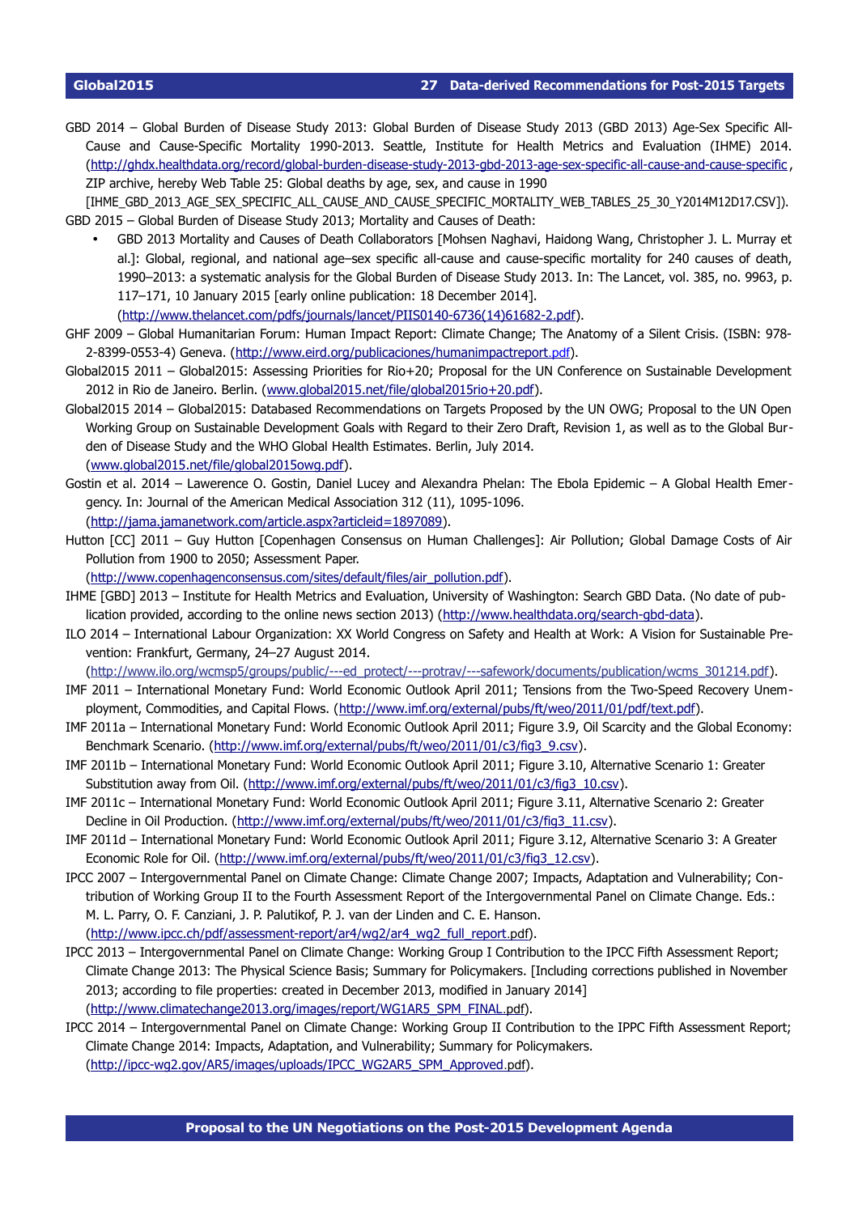GBD 2014 – Global Burden of Disease Study 2013: Global Burden of Disease Study 2013 (GBD 2013) Age-Sex Specific All-Cause and Cause-Specific Mortality 1990-2013. Seattle, Institute for Health Metrics and Evaluation (IHME) 2014. (http://ghdx.healthdata.org/record/global-burden-disease-study-2013-gbd-2013-age-sex-specific-all-cause-and-cause-specific, ZIP archive, hereby Web Table 25: Global deaths by age, sex, and cause in 1990 [IHME_GBD_2013_AGE_SEX_SPECIFIC_ALL_CAUSE_AND_CAUSE_SPECIFIC_MORTALITY_WEB_TABLES_25_30_Y2014M12D17.CSV]).

GBD 2015 – Global Burden of Disease Study 2013; Mortality and Causes of Death:

- GBD 2013 Mortality and Causes of Death Collaborators [Mohsen Naghavi, Haidong Wang, Christopher J. L. Murray et al.]: Global, regional, and national age–sex specific all-cause and cause-specific mortality for 240 causes of death, 1990–2013: a systematic analysis for the Global Burden of Disease Study 2013. In: The Lancet, vol. 385, no. 9963, p. 117–171, 10 January 2015 [early online publication: 18 December 2014]. (http://www.thelancet.com/pdfs/journals/lancet/PIIS0140-6736(14)61682-2.pdf).

GHF 2009 – Global Humanitarian Forum: Human Impact Report: Climate Change; The Anatomy of a Silent Crisis. (ISBN: 978-2-8399-0553-4) Geneva. (http://www.eird.org/publicaciones/humanimpactreport.pdf).

Global2015 2011 – Global2015: Assessing Priorities for Rio+20; Proposal for the UN Conference on Sustainable Development 2012 in Rio de Janeiro. Berlin. (www.global2015.net/file/global2015rio+20.pdf).

Global2015 2014 – Global2015: Databased Recommendations on Targets Proposed by the UN OWG; Proposal to the UN Open Working Group on Sustainable Development Goals with Regard to their Zero Draft, Revision 1, as well as to the Global Burden of Disease Study and the WHO Global Health Estimates. Berlin, July 2014. (www.global2015.net/file/global2015owg.pdf).

Gostin et al. 2014 – Lawerence O. Gostin, Daniel Lucey and Alexandra Phelan: The Ebola Epidemic – A Global Health Emergency. In: Journal of the American Medical Association 312 (11), 1095-1096. (http://jama.jamanetwork.com/article.aspx?articleid=1897089).

Hutton [CC] 2011 – Guy Hutton [Copenhagen Consensus on Human Challenges]: Air Pollution; Global Damage Costs of Air Pollution from 1900 to 2050; Assessment Paper. (http://www.copenhagenconsensus.com/sites/default/files/air_pollution.pdf).

IHME [GBD] 2013 – Institute for Health Metrics and Evaluation, University of Washington: Search GBD Data. (No date of publication provided, according to the online news section 2013) (http://www.healthdata.org/search-gbd-data).

ILO 2014 – International Labour Organization: XX World Congress on Safety and Health at Work: A Vision for Sustainable Prevention: Frankfurt, Germany, 24–27 August 2014. (http://www.ilo.org/wcmsp5/groups/public/---ed_protect/---protrav/---safework/documents/publication/wcms_301214.pdf).

IMF 2011 – International Monetary Fund: World Economic Outlook April 2011; Tensions from the Two-Speed Recovery Unemployment, Commodities, and Capital Flows. (http://www.imf.org/external/pubs/ft/weo/2011/01/pdf/text.pdf).

IMF 2011a – International Monetary Fund: World Economic Outlook April 2011; Figure 3.9, Oil Scarcity and the Global Economy: Benchmark Scenario. (http://www.imf.org/external/pubs/ft/weo/2011/01/c3/fig3_9.csv).

IMF 2011b – International Monetary Fund: World Economic Outlook April 2011; Figure 3.10, Alternative Scenario 1: Greater Substitution away from Oil. (http://www.imf.org/external/pubs/ft/weo/2011/01/c3/fig3_10.csv).

IMF 2011c – International Monetary Fund: World Economic Outlook April 2011; Figure 3.11, Alternative Scenario 2: Greater Decline in Oil Production. (http://www.imf.org/external/pubs/ft/weo/2011/01/c3/fig3_11.csv).

IMF 2011d – International Monetary Fund: World Economic Outlook April 2011; Figure 3.12, Alternative Scenario 3: A Greater Economic Role for Oil. (http://www.imf.org/external/pubs/ft/weo/2011/01/c3/fig3_12.csv).

IPCC 2007 – Intergovernmental Panel on Climate Change: Climate Change 2007; Impacts, Adaptation and Vulnerability; Contribution of Working Group II to the Fourth Assessment Report of the Intergovernmental Panel on Climate Change. Eds.: M. L. Parry, O. F. Canziani, J. P. Palutikof, P. J. van der Linden and C. E. Hanson. (http://www.ipcc.ch/pdf/assessment-report/ar4/wg2/ar4_wg2_full_report.pdf).

IPCC 2013 – Intergovernmental Panel on Climate Change: Working Group I Contribution to the IPCC Fifth Assessment Report; Climate Change 2013: The Physical Science Basis; Summary for Policymakers. [Including corrections published in November 2013; according to file properties: created in December 2013, modified in January 2014] (http://www.climatechange2013.org/images/report/WG1AR5_SPM_FINAL.pdf).

IPCC 2014 – Intergovernmental Panel on Climate Change: Working Group II Contribution to the IPPC Fifth Assessment Report; Climate Change 2014: Impacts, Adaptation, and Vulnerability; Summary for Policymakers. (http://ipcc-wg2.gov/AR5/images/uploads/IPCC_WG2AR5_SPM_Approved.pdf).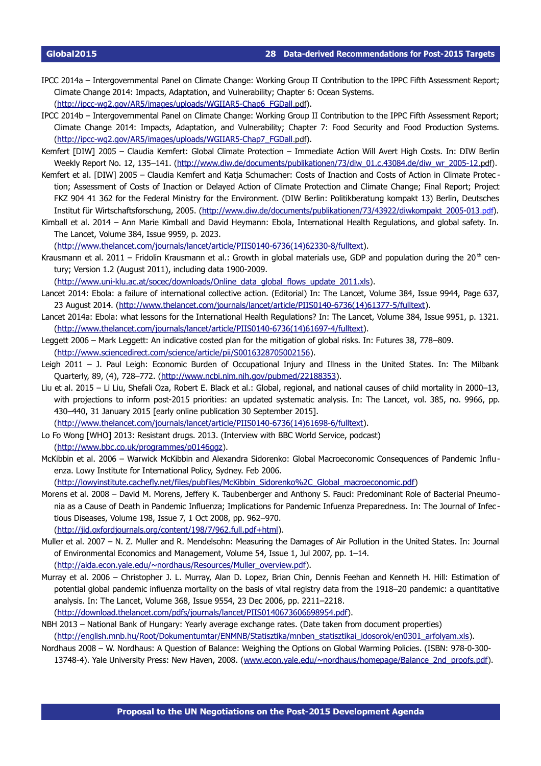IPCC 2014a – Intergovernmental Panel on Climate Change: Working Group II Contribution to the IPPC Fifth Assessment Report; Climate Change 2014: Impacts, Adaptation, and Vulnerability; Chapter 6: Ocean Systems. (http://ipcc-wg2.gov/AR5/images/uploads/WGIIAR5-Chap6_FGDall.pdf).

IPCC 2014b – Intergovernmental Panel on Climate Change: Working Group II Contribution to the IPPC Fifth Assessment Report; Climate Change 2014: Impacts, Adaptation, and Vulnerability; Chapter 7: Food Security and Food Production Systems. (http://ipcc-wg2.gov/AR5/images/uploads/WGIIAR5-Chap7_FGDall.pdf).

Kemfert [DIW] 2005 – Claudia Kemfert: Global Climate Protection – Immediate Action Will Avert High Costs. In: DIW Berlin Weekly Report No. 12, 135–141. (http://www.diw.de/documents/publikationen/73/diw_01.c.43084.de/diw_wr_2005-12.pdf).

Kemfert et al. [DIW] 2005 – Claudia Kemfert and Katja Schumacher: Costs of Inaction and Costs of Action in Climate Protection; Assessment of Costs of Inaction or Delayed Action of Climate Protection and Climate Change; Final Report; Project FKZ 904 41 362 for the Federal Ministry for the Environment. (DIW Berlin: Politikberatung kompakt 13) Berlin, Deutsches Institut für Wirtschaftsforschung, 2005. (http://www.diw.de/documents/publikationen/73/43922/diwkompakt_2005-013.pdf).

Kimball et al. 2014 – Ann Marie Kimball and David Heymann: Ebola, International Health Regulations, and global safety. In. The Lancet, Volume 384, Issue 9959, p. 2023. (http://www.thelancet.com/journals/lancet/article/PIIS0140-6736(14)62330-8/fulltext).

Krausmann et al. 2011 – Fridolin Krausmann et al.: Growth in global materials use, GDP and population during the 20th century; Version 1.2 (August 2011), including data 1900-2009. (http://www.uni-klu.ac.at/socec/downloads/Online_data_global_flows_update_2011.xls).

Lancet 2014: Ebola: a failure of international collective action. (Editorial) In: The Lancet, Volume 384, Issue 9944, Page 637, 23 August 2014. (http://www.thelancet.com/journals/lancet/article/PIIS0140-6736(14)61377-5/fulltext).

Lancet 2014a: Ebola: what lessons for the International Health Regulations? In: The Lancet, Volume 384, Issue 9951, p. 1321. (http://www.thelancet.com/journals/lancet/article/PIIS0140-6736(14)61697-4/fulltext).

Leggett 2006 – Mark Leggett: An indicative costed plan for the mitigation of global risks. In: Futures 38, 778–809. (http://www.sciencedirect.com/science/article/pii/S0016328705002156).

Leigh 2011 – J. Paul Leigh: Economic Burden of Occupational Injury and Illness in the United States. In: The Milbank Quarterly, 89, (4), 728–772. (http://www.ncbi.nlm.nih.gov/pubmed/22188353).

Liu et al. 2015 – Li Liu, Shefali Oza, Robert E. Black et al.: Global, regional, and national causes of child mortality in 2000–13, with projections to inform post-2015 priorities: an updated systematic analysis. In: The Lancet, vol. 385, no. 9966, pp. 430–440, 31 January 2015 [early online publication 30 September 2015]. (http://www.thelancet.com/journals/lancet/article/PIIS0140-6736(14)61698-6/fulltext).

Lo Fo Wong [WHO] 2013: Resistant drugs. 2013. (Interview with BBC World Service, podcast) (http://www.bbc.co.uk/programmes/p0146ggz).

McKibbin et al. 2006 – Warwick McKibbin and Alexandra Sidorenko: Global Macroeconomic Consequences of Pandemic Influenza. Lowy Institute for International Policy, Sydney. Feb 2006. (http://lowyinstitute.cachefly.net/files/pubfiles/McKibbin_Sidorenko%2C_Global_macroeconomic.pdf)

Morens et al. 2008 – David M. Morens, Jeffery K. Taubenberger and Anthony S. Fauci: Predominant Role of Bacterial Pneumonia as a Cause of Death in Pandemic Influenza; Implications for Pandemic Infuenza Preparedness. In: The Journal of Infectious Diseases, Volume 198, Issue 7, 1 Oct 2008, pp. 962–970. (http://jid.oxfordjournals.org/content/198/7/962.full.pdf+html).

Muller et al. 2007 – N. Z. Muller and R. Mendelsohn: Measuring the Damages of Air Pollution in the United States. In: Journal of Environmental Economics and Management, Volume 54, Issue 1, Jul 2007, pp. 1–14. (http://aida.econ.yale.edu/~nordhaus/Resources/Muller_overview.pdf).

Murray et al. 2006 – Christopher J. L. Murray, Alan D. Lopez, Brian Chin, Dennis Feehan and Kenneth H. Hill: Estimation of potential global pandemic influenza mortality on the basis of vital registry data from the 1918–20 pandemic: a quantitative analysis. In: The Lancet, Volume 368, Issue 9554, 23 Dec 2006, pp. 2211–2218. (http://download.thelancet.com/pdfs/journals/lancet/PIIS0140673606698954.pdf).

NBH 2013 – National Bank of Hungary: Yearly average exchange rates. (Date taken from document properties) (http://english.mnb.hu/Root/Dokumentumtar/ENMNB/Statisztika/mnben_statisztikai_idosorok/en0301_arfolyam.xls).

Nordhaus 2008 – W. Nordhaus: A Question of Balance: Weighing the Options on Global Warming Policies. (ISBN: 978-0-300-13748-4). Yale University Press: New Haven, 2008. (www.econ.yale.edu/~nordhaus/homepage/Balance_2nd_proofs.pdf).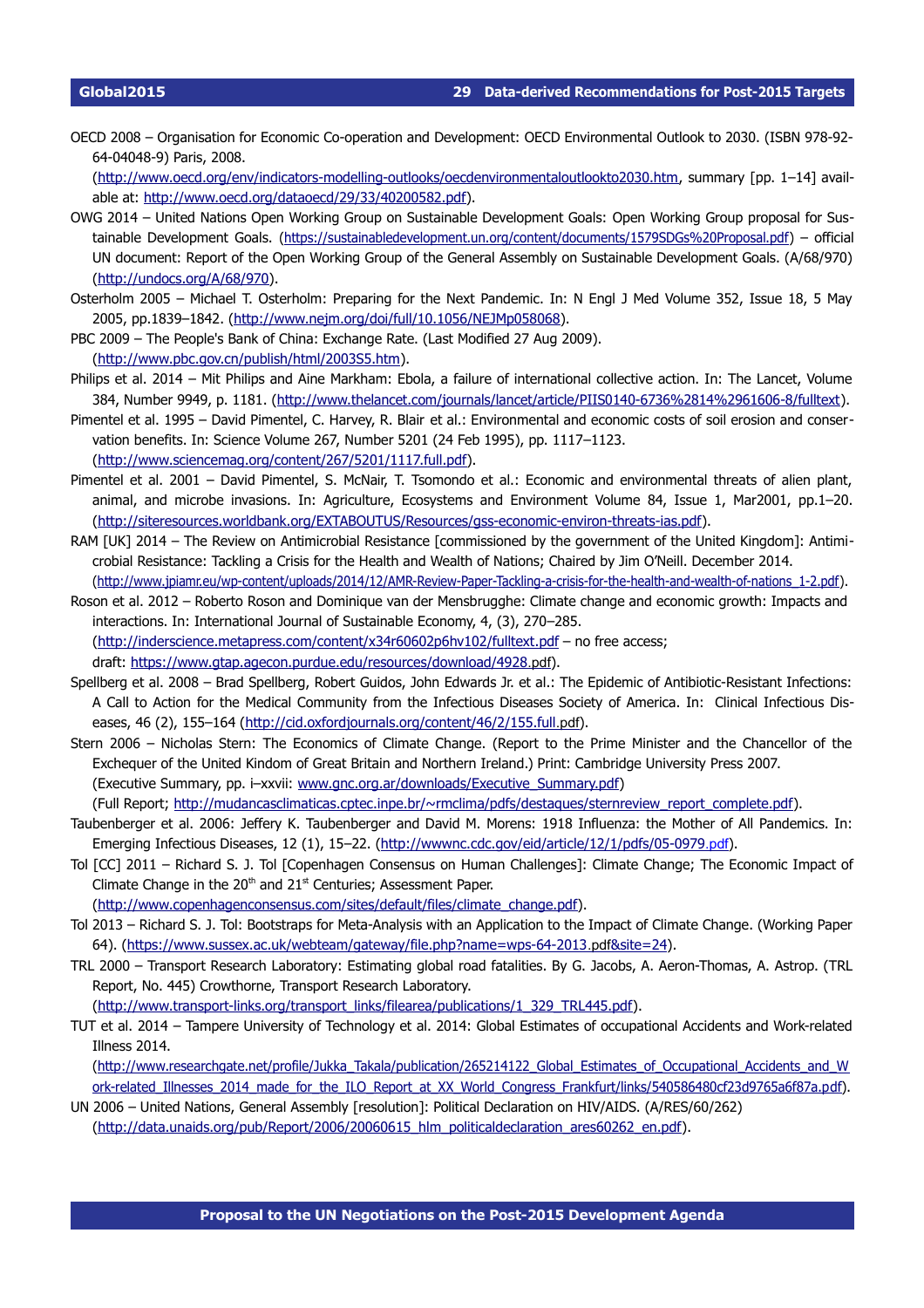OECD 2008 – Organisation for Economic Co-operation and Development: OECD Environmental Outlook to 2030. (ISBN 978-92-64-04048-9) Paris, 2008.
(http://www.oecd.org/env/indicators-modelling-outlooks/oecdenvironmentaloutlookto2030.htm, summary [pp. 1–14] available at: http://www.oecd.org/dataoecd/29/33/40200582.pdf).

OWG 2014 – United Nations Open Working Group on Sustainable Development Goals: Open Working Group proposal for Sustainable Development Goals. (https://sustainabledevelopment.un.org/content/documents/1579SDGs%20Proposal.pdf) – official UN document: Report of the Open Working Group of the General Assembly on Sustainable Development Goals. (A/68/970) (http://undocs.org/A/68/970).

Osterholm 2005 – Michael T. Osterholm: Preparing for the Next Pandemic. In: N Engl J Med Volume 352, Issue 18, 5 May 2005, pp.1839–1842. (http://www.nejm.org/doi/full/10.1056/NEJMp058068).

PBC 2009 – The People's Bank of China: Exchange Rate. (Last Modified 27 Aug 2009).
(http://www.pbc.gov.cn/publish/html/2003S5.htm).

Philips et al. 2014 – Mit Philips and Aine Markham: Ebola, a failure of international collective action. In: The Lancet, Volume 384, Number 9949, p. 1181. (http://www.thelancet.com/journals/lancet/article/PIIS0140-6736%2814%2961606-8/fulltext).

Pimentel et al. 1995 – David Pimentel, C. Harvey, R. Blair et al.: Environmental and economic costs of soil erosion and conservation benefits. In: Science Volume 267, Number 5201 (24 Feb 1995), pp. 1117–1123.
(http://www.sciencemag.org/content/267/5201/1117.full.pdf).

Pimentel et al. 2001 – David Pimentel, S. McNair, T. Tsomondo et al.: Economic and environmental threats of alien plant, animal, and microbe invasions. In: Agriculture, Ecosystems and Environment Volume 84, Issue 1, Mar2001, pp.1–20. (http://siteresources.worldbank.org/EXTABOUTUS/Resources/gss-economic-environ-threats-ias.pdf).

RAM [UK] 2014 – The Review on Antimicrobial Resistance [commissioned by the government of the United Kingdom]: Antimicrobial Resistance: Tackling a Crisis for the Health and Wealth of Nations; Chaired by Jim O'Neill. December 2014.
(http://www.jpiamr.eu/wp-content/uploads/2014/12/AMR-Review-Paper-Tackling-a-crisis-for-the-health-and-wealth-of-nations_1-2.pdf).

Roson et al. 2012 – Roberto Roson and Dominique van der Mensbrugghe: Climate change and economic growth: Impacts and interactions. In: International Journal of Sustainable Economy, 4, (3), 270–285.
(http://inderscience.metapress.com/content/x34r60602p6hv102/fulltext.pdf – no free access;
draft: https://www.gtap.agecon.purdue.edu/resources/download/4928.pdf).

Spellberg et al. 2008 – Brad Spellberg, Robert Guidos, John Edwards Jr. et al.: The Epidemic of Antibiotic-Resistant Infections: A Call to Action for the Medical Community from the Infectious Diseases Society of America. In: Clinical Infectious Diseases, 46 (2), 155–164 (http://cid.oxfordjournals.org/content/46/2/155.full.pdf).

Stern 2006 – Nicholas Stern: The Economics of Climate Change. (Report to the Prime Minister and the Chancellor of the Exchequer of the United Kindom of Great Britain and Northern Ireland.) Print: Cambridge University Press 2007.
(Executive Summary, pp. i–xxvii: www.gnc.org.ar/downloads/Executive_Summary.pdf)
(Full Report; http://mudancasclimaticas.cptec.inpe.br/~rmclima/pdfs/destaques/sternreview_report_complete.pdf).

Taubenberger et al. 2006: Jeffery K. Taubenberger and David M. Morens: 1918 Influenza: the Mother of All Pandemics. In: Emerging Infectious Diseases, 12 (1), 15–22. (http://wwwnc.cdc.gov/eid/article/12/1/pdfs/05-0979.pdf).

Tol [CC] 2011 – Richard S. J. Tol [Copenhagen Consensus on Human Challenges]: Climate Change; The Economic Impact of Climate Change in the 20th and 21st Centuries; Assessment Paper.
(http://www.copenhagenconsensus.com/sites/default/files/climate_change.pdf).

Tol 2013 – Richard S. J. Tol: Bootstraps for Meta-Analysis with an Application to the Impact of Climate Change. (Working Paper 64). (https://www.sussex.ac.uk/webteam/gateway/file.php?name=wps-64-2013.pdf&site=24).

TRL 2000 – Transport Research Laboratory: Estimating global road fatalities. By G. Jacobs, A. Aeron-Thomas, A. Astrop. (TRL Report, No. 445) Crowthorne, Transport Research Laboratory.
(http://www.transport-links.org/transport_links/filearea/publications/1_329_TRL445.pdf).

TUT et al. 2014 – Tampere University of Technology et al. 2014: Global Estimates of occupational Accidents and Work-related Illness 2014.
(http://www.researchgate.net/profile/Jukka_Takala/publication/265214122_Global_Estimates_of_Occupational_Accidents_and_Work-related_Illnesses_2014_made_for_the_ILO_Report_at_XX_World_Congress_Frankfurt/links/540586480cf23d9765a6f87a.pdf).

UN 2006 – United Nations, General Assembly [resolution]: Political Declaration on HIV/AIDS. (A/RES/60/262)
(http://data.unaids.org/pub/Report/2006/20060615_hlm_politicaldeclaration_ares60262_en.pdf).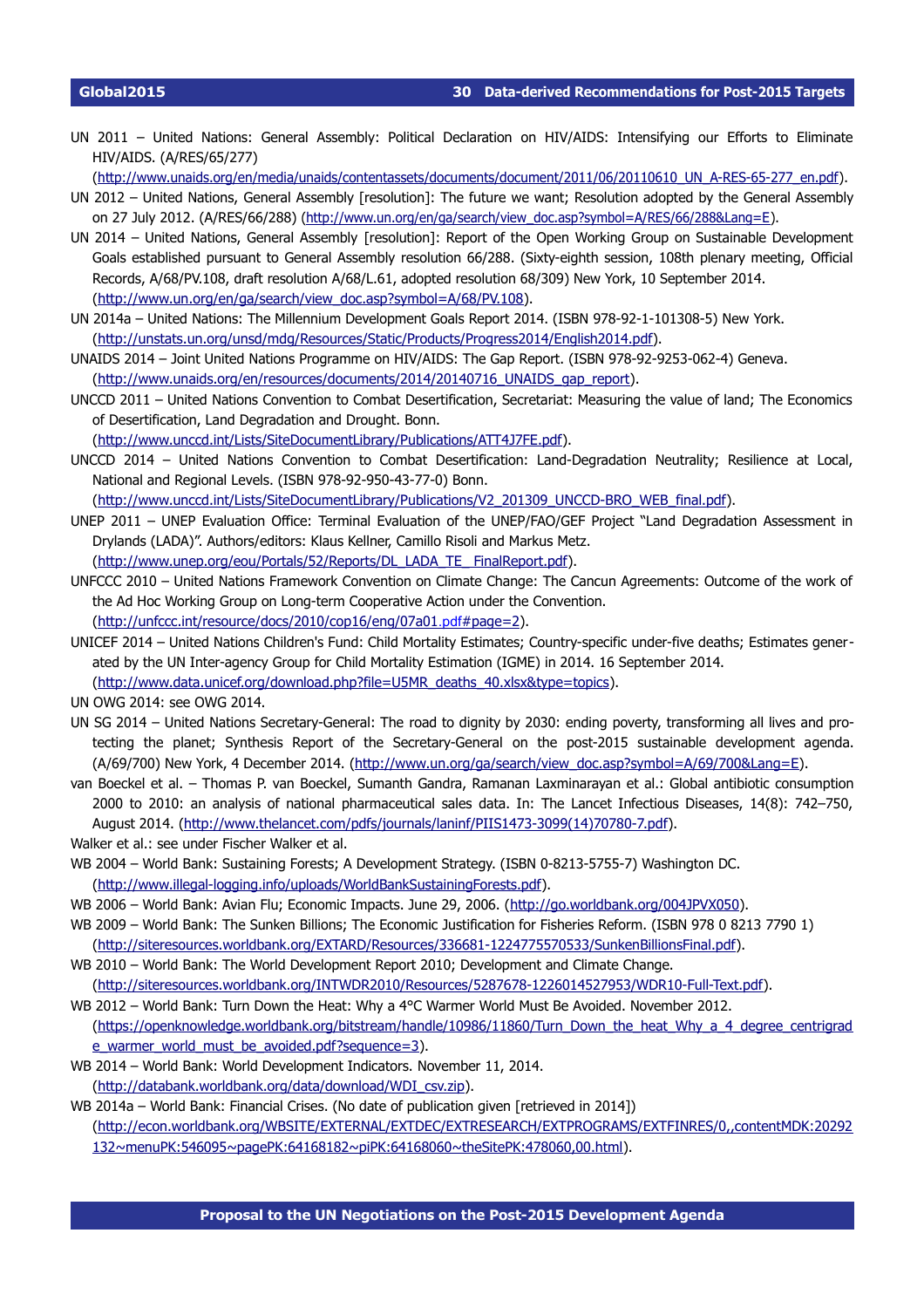UN 2011 – United Nations: General Assembly: Political Declaration on HIV/AIDS: Intensifying our Efforts to Eliminate HIV/AIDS. (A/RES/65/277) (http://www.unaids.org/en/media/unaids/contentassets/documents/document/2011/06/20110610_UN_A-RES-65-277_en.pdf).

UN 2012 – United Nations, General Assembly [resolution]: The future we want; Resolution adopted by the General Assembly on 27 July 2012. (A/RES/66/288) (http://www.un.org/en/ga/search/view_doc.asp?symbol=A/RES/66/288&Lang=E).

UN 2014 – United Nations, General Assembly [resolution]: Report of the Open Working Group on Sustainable Development Goals established pursuant to General Assembly resolution 66/288. (Sixty-eighth session, 108th plenary meeting, Official Records, A/68/PV.108, draft resolution A/68/L.61, adopted resolution 68/309) New York, 10 September 2014. (http://www.un.org/en/ga/search/view_doc.asp?symbol=A/68/PV.108).

UN 2014a – United Nations: The Millennium Development Goals Report 2014. (ISBN 978-92-1-101308-5) New York. (http://unstats.un.org/unsd/mdg/Resources/Static/Products/Progress2014/English2014.pdf).

UNAIDS 2014 – Joint United Nations Programme on HIV/AIDS: The Gap Report. (ISBN 978-92-9253-062-4) Geneva. (http://www.unaids.org/en/resources/documents/2014/20140716_UNAIDS_gap_report).

UNCCD 2011 – United Nations Convention to Combat Desertification, Secretariat: Measuring the value of land; The Economics of Desertification, Land Degradation and Drought. Bonn. (http://www.unccd.int/Lists/SiteDocumentLibrary/Publications/ATT4J7FE.pdf).

UNCCD 2014 – United Nations Convention to Combat Desertification: Land-Degradation Neutrality; Resilience at Local, National and Regional Levels. (ISBN 978-92-950-43-77-0) Bonn. (http://www.unccd.int/Lists/SiteDocumentLibrary/Publications/V2_201309_UNCCD-BRO_WEB_final.pdf).

UNEP 2011 – UNEP Evaluation Office: Terminal Evaluation of the UNEP/FAO/GEF Project "Land Degradation Assessment in Drylands (LADA)". Authors/editors: Klaus Kellner, Camillo Risoli and Markus Metz. (http://www.unep.org/eou/Portals/52/Reports/DL_LADA_TE__FinalReport.pdf).

UNFCCC 2010 – United Nations Framework Convention on Climate Change: The Cancun Agreements: Outcome of the work of the Ad Hoc Working Group on Long-term Cooperative Action under the Convention. (http://unfccc.int/resource/docs/2010/cop16/eng/07a01.pdf#page=2).

UNICEF 2014 – United Nations Children's Fund: Child Mortality Estimates; Country-specific under-five deaths; Estimates generated by the UN Inter-agency Group for Child Mortality Estimation (IGME) in 2014. 16 September 2014. (http://www.data.unicef.org/download.php?file=U5MR_deaths_40.xlsx&type=topics).

UN OWG 2014: see OWG 2014.

UN SG 2014 – United Nations Secretary-General: The road to dignity by 2030: ending poverty, transforming all lives and protecting the planet; Synthesis Report of the Secretary-General on the post-2015 sustainable development agenda. (A/69/700) New York, 4 December 2014. (http://www.un.org/ga/search/view_doc.asp?symbol=A/69/700&Lang=E).

van Boeckel et al. – Thomas P. van Boeckel, Sumanth Gandra, Ramanan Laxminarayan et al.: Global antibiotic consumption 2000 to 2010: an analysis of national pharmaceutical sales data. In: The Lancet Infectious Diseases, 14(8): 742–750, August 2014. (http://www.thelancet.com/pdfs/journals/laninf/PIIS1473-3099(14)70780-7.pdf).

Walker et al.: see under Fischer Walker et al.

WB 2004 – World Bank: Sustaining Forests; A Development Strategy. (ISBN 0-8213-5755-7) Washington DC. (http://www.illegal-logging.info/uploads/WorldBankSustainingForests.pdf).

WB 2006 – World Bank: Avian Flu; Economic Impacts. June 29, 2006. (http://go.worldbank.org/004JPVX050).

WB 2009 – World Bank: The Sunken Billions; The Economic Justification for Fisheries Reform. (ISBN 978 0 8213 7790 1) (http://siteresources.worldbank.org/EXTARD/Resources/336681-1224775570533/SunkenBillionsFinal.pdf).

WB 2010 – World Bank: The World Development Report 2010; Development and Climate Change. (http://siteresources.worldbank.org/INTWDR2010/Resources/5287678-1226014527953/WDR10-Full-Text.pdf).

WB 2012 – World Bank: Turn Down the Heat: Why a 4°C Warmer World Must Be Avoided. November 2012. (https://openknowledge.worldbank.org/bitstream/handle/10986/11860/Turn_Down_the_heat_Why_a_4_degree_centrigrade_warmer_world_must_be_avoided.pdf?sequence=3).

WB 2014 – World Bank: World Development Indicators. November 11, 2014. (http://databank.worldbank.org/data/download/WDI_csv.zip).

WB 2014a – World Bank: Financial Crises. (No date of publication given [retrieved in 2014]) (http://econ.worldbank.org/WBSITE/EXTERNAL/EXTDEC/EXTRESEARCH/EXTPROGRAMS/EXTFINRES/0,,contentMDK:20292132~menuPK:546095~pagePK:64168182~piPK:64168060~theSitePK:478060,00.html).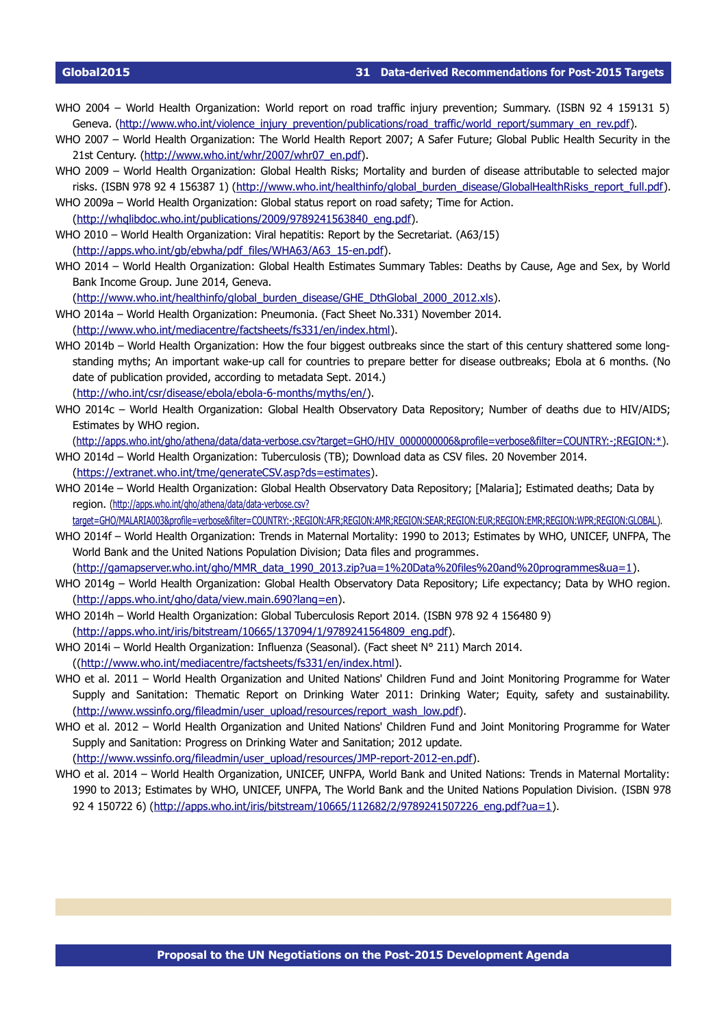WHO 2004 – World Health Organization: World report on road traffic injury prevention; Summary. (ISBN 92 4 159131 5) Geneva. (http://www.who.int/violence_injury_prevention/publications/road_traffic/world_report/summary_en_rev.pdf).

WHO 2007 – World Health Organization: The World Health Report 2007; A Safer Future; Global Public Health Security in the 21st Century. (http://www.who.int/whr/2007/whr07_en.pdf).

WHO 2009 – World Health Organization: Global Health Risks; Mortality and burden of disease attributable to selected major risks. (ISBN 978 92 4 156387 1) (http://www.who.int/healthinfo/global_burden_disease/GlobalHealthRisks_report_full.pdf).

WHO 2009a – World Health Organization: Global status report on road safety; Time for Action. (http://whqlibdoc.who.int/publications/2009/9789241563840_eng.pdf).

WHO 2010 – World Health Organization: Viral hepatitis: Report by the Secretariat. (A63/15) (http://apps.who.int/gb/ebwha/pdf_files/WHA63/A63_15-en.pdf).

WHO 2014 – World Health Organization: Global Health Estimates Summary Tables: Deaths by Cause, Age and Sex, by World Bank Income Group. June 2014, Geneva. (http://www.who.int/healthinfo/global_burden_disease/GHE_DthGlobal_2000_2012.xls).

WHO 2014a – World Health Organization: Pneumonia. (Fact Sheet No.331) November 2014. (http://www.who.int/mediacentre/factsheets/fs331/en/index.html).

WHO 2014b – World Health Organization: How the four biggest outbreaks since the start of this century shattered some long-standing myths; An important wake-up call for countries to prepare better for disease outbreaks; Ebola at 6 months. (No date of publication provided, according to metadata Sept. 2014.) (http://who.int/csr/disease/ebola/ebola-6-months/myths/en/).

WHO 2014c – World Health Organization: Global Health Observatory Data Repository; Number of deaths due to HIV/AIDS; Estimates by WHO region. (http://apps.who.int/gho/athena/data/data-verbose.csv?target=GHO/HIV_0000000006&profile=verbose&filter=COUNTRY:-;REGION:*).

WHO 2014d – World Health Organization: Tuberculosis (TB); Download data as CSV files. 20 November 2014. (https://extranet.who.int/tme/generateCSV.asp?ds=estimates).

WHO 2014e – World Health Organization: Global Health Observatory Data Repository; [Malaria]; Estimated deaths; Data by region. (http://apps.who.int/gho/athena/data/data-verbose.csv?target=GHO/MALARIA003&profile=verbose&filter=COUNTRY:-;REGION:AFR;REGION:AMR;REGION:SEAR;REGION:EUR;REGION:EMR;REGION:WPR;REGION:GLOBAL).

WHO 2014f – World Health Organization: Trends in Maternal Mortality: 1990 to 2013; Estimates by WHO, UNICEF, UNFPA, The World Bank and the United Nations Population Division; Data files and programmes. (http://gamapserver.who.int/gho/MMR_data_1990_2013.zip?ua=1%20Data%20files%20and%20programmes&ua=1).

WHO 2014g – World Health Organization: Global Health Observatory Data Repository; Life expectancy; Data by WHO region. (http://apps.who.int/gho/data/view.main.690?lang=en).

WHO 2014h – World Health Organization: Global Tuberculosis Report 2014. (ISBN 978 92 4 156480 9) (http://apps.who.int/iris/bitstream/10665/137094/1/9789241564809_eng.pdf).

WHO 2014i – World Health Organization: Influenza (Seasonal). (Fact sheet N° 211) March 2014. ((http://www.who.int/mediacentre/factsheets/fs331/en/index.html).

WHO et al. 2011 – World Health Organization and United Nations' Children Fund and Joint Monitoring Programme for Water Supply and Sanitation: Thematic Report on Drinking Water 2011: Drinking Water; Equity, safety and sustainability. (http://www.wssinfo.org/fileadmin/user_upload/resources/report_wash_low.pdf).

WHO et al. 2012 – World Health Organization and United Nations' Children Fund and Joint Monitoring Programme for Water Supply and Sanitation: Progress on Drinking Water and Sanitation; 2012 update. (http://www.wssinfo.org/fileadmin/user_upload/resources/JMP-report-2012-en.pdf).

WHO et al. 2014 – World Health Organization, UNICEF, UNFPA, World Bank and United Nations: Trends in Maternal Mortality: 1990 to 2013; Estimates by WHO, UNICEF, UNFPA, The World Bank and the United Nations Population Division. (ISBN 978 92 4 150722 6) (http://apps.who.int/iris/bitstream/10665/112682/2/9789241507226_eng.pdf?ua=1).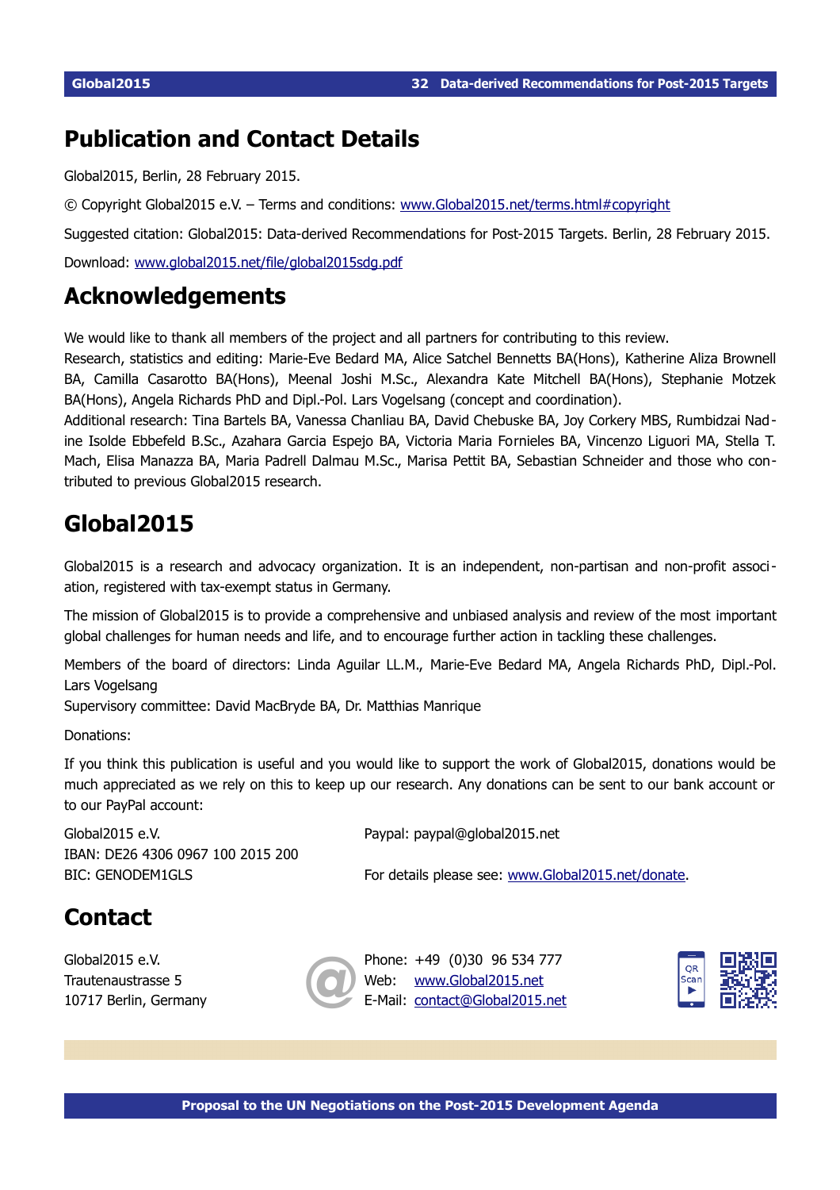# Publication and Contact Details

Global2015, Berlin, 28 February 2015.

© Copyright Global2015 e.V. – Terms and conditions: www.Global2015.net/terms.html#copyright

Suggested citation: Global2015: Data-derived Recommendations for Post-2015 Targets. Berlin, 28 February 2015.

Download: www.global2015.net/file/global2015sdg.pdf

# Acknowledgements

We would like to thank all members of the project and all partners for contributing to this review.
Research, statistics and editing: Marie-Eve Bedard MA, Alice Satchel Bennetts BA(Hons), Katherine Aliza Brownell BA, Camilla Casarotto BA(Hons), Meenal Joshi M.Sc., Alexandra Kate Mitchell BA(Hons), Stephanie Motzek BA(Hons), Angela Richards PhD and Dipl.-Pol. Lars Vogelsang (concept and coordination).
Additional research: Tina Bartels BA, Vanessa Chanliau BA, David Chebuske BA, Joy Corkery MBS, Rumbidzai Nadine Isolde Ebbefeld B.Sc., Azahara Garcia Espejo BA, Victoria Maria Fornieles BA, Vincenzo Liguori MA, Stella T. Mach, Elisa Manazza BA, Maria Padrell Dalmau M.Sc., Marisa Pettit BA, Sebastian Schneider and those who contributed to previous Global2015 research.

# Global2015

Global2015 is a research and advocacy organization. It is an independent, non-partisan and non-profit association, registered with tax-exempt status in Germany.

The mission of Global2015 is to provide a comprehensive and unbiased analysis and review of the most important global challenges for human needs and life, and to encourage further action in tackling these challenges.

Members of the board of directors: Linda Aguilar LL.M., Marie-Eve Bedard MA, Angela Richards PhD, Dipl.-Pol. Lars Vogelsang
Supervisory committee: David MacBryde BA, Dr. Matthias Manrique

Donations:

If you think this publication is useful and you would like to support the work of Global2015, donations would be much appreciated as we rely on this to keep up our research. Any donations can be sent to our bank account or to our PayPal account:

Global2015 e.V.
IBAN: DE26 4306 0967 100 2015 200
BIC: GENODEM1GLS

Paypal: paypal@global2015.net

For details please see: www.Global2015.net/donate.

# Contact

Global2015 e.V.
Trautenaustrasse 5
10717 Berlin, Germany

Phone: +49 (0)30 96 534 777
Web: www.Global2015.net
E-Mail: contact@Global2015.net

QR Scan

Proposal to the UN Negotiations on the Post-2015 Development Agenda